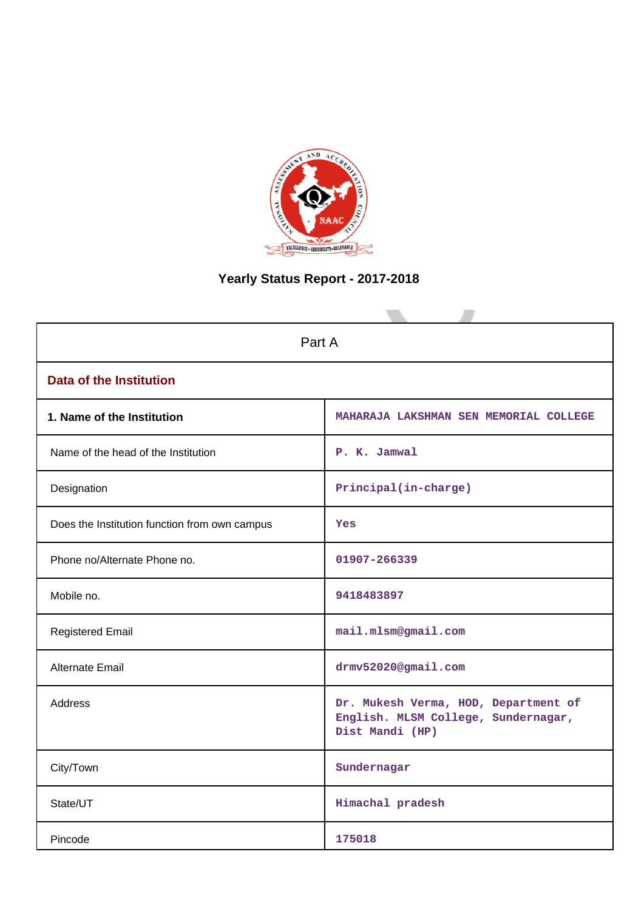# Yearly Status Report - 2017-2018

| Part A | |
|---|---|
| **Data of the Institution** | |
| **1. Name of the Institution** | MAHARAJA LAKSHMAN SEN MEMORIAL COLLEGE |
| Name of the head of the Institution | P. K. Jamwal |
| Designation | Principal(in-charge) |
| Does the Institution function from own campus | Yes |
| Phone no/Alternate Phone no. | 01907-266339 |
| Mobile no. | 9418483897 |
| Registered Email | mail.mlsm@gmail.com |
| Alternate Email | drmv52020@gmail.com |
| Address | Dr. Mukesh Verma, HOD, Department of English. MLSM College, Sundernagar, Dist Mandi (HP) |
| City/Town | Sundernagar |
| State/UT | Himachal pradesh |
| Pincode | 175018 |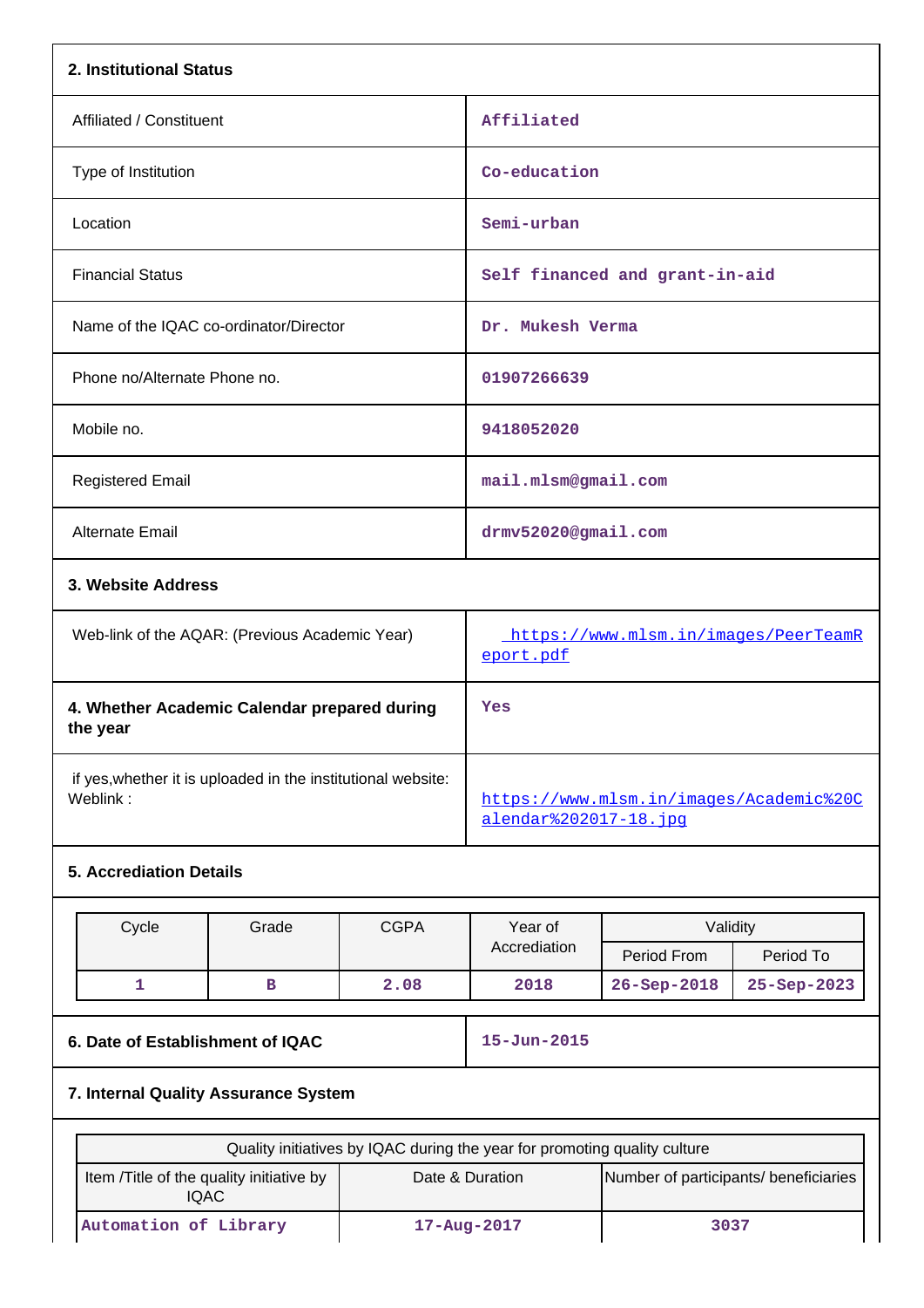## 2. Institutional Status

| | |
|---|---|
| Affiliated / Constituent | Affiliated |
| Type of Institution | Co-education |
| Location | Semi-urban |
| Financial Status | Self financed and grant-in-aid |
| Name of the IQAC co-ordinator/Director | Dr. Mukesh Verma |
| Phone no/Alternate Phone no. | 01907266639 |
| Mobile no. | 9418052020 |
| Registered Email | mail.mlsm@gmail.com |
| Alternate Email | drmv52020@gmail.com |

## 3. Website Address

| | |
|---|---|
| Web-link of the AQAR: (Previous Academic Year) | https://www.mlsm.in/images/PeerTeamReport.pdf |
| **4. Whether Academic Calendar prepared during the year** | Yes |
| if yes,whether it is uploaded in the institutional website: Weblink : | https://www.mlsm.in/images/Academic%20Calendar%202017-18.jpg |

## 5. Accreditation Details

| Cycle | Grade | CGPA | Year of Accreditation | Validity | |
|---|---|---|---|---|---|
| | | | | Period From | Period To |
| 1 | B | 2.08 | 2018 | 26-Sep-2018 | 25-Sep-2023 |

| | |
|---|---|
| **6. Date of Establishment of IQAC** | 15-Jun-2015 |

## 7. Internal Quality Assurance System

| Quality initiatives by IQAC during the year for promoting quality culture | | |
|---|---|---|
| Item /Title of the quality initiative by IQAC | Date & Duration | Number of participants/ beneficiaries |
| Automation of Library | 17-Aug-2017 | 3037 |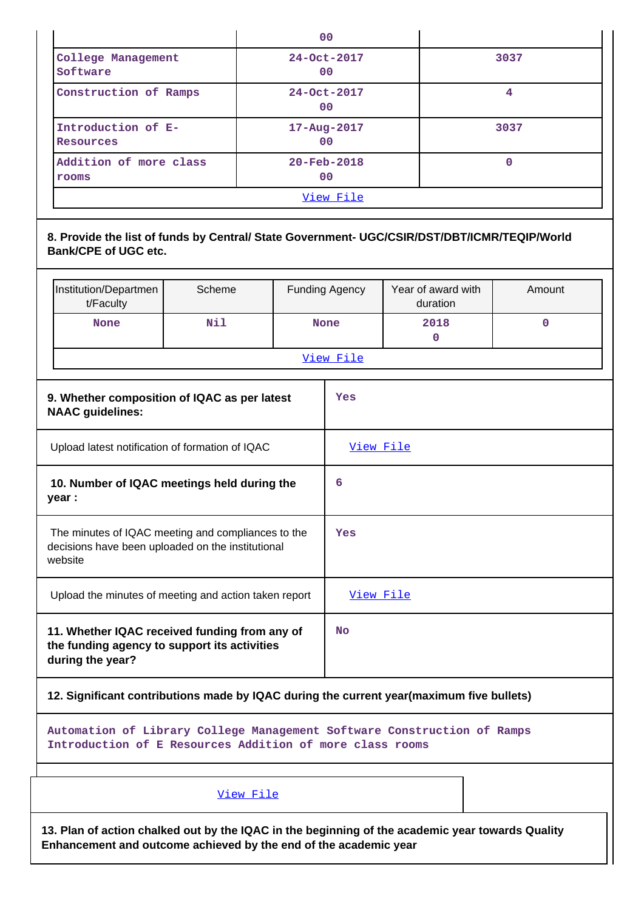| | | |
|---|---|---|
| | 00 | |
| College Management Software | 24-Oct-2017<br>00 | 3037 |
| Construction of Ramps | 24-Oct-2017<br>00 | 4 |
| Introduction of E-Resources | 17-Aug-2017<br>00 | 3037 |
| Addition of more class rooms | 20-Feb-2018<br>00 | 0 |
| View File | | |

**8. Provide the list of funds by Central/ State Government- UGC/CSIR/DST/DBT/ICMR/TEQIP/World Bank/CPE of UGC etc.**

| Institution/Department/Faculty | Scheme | Funding Agency | Year of award with duration | Amount |
|---|---|---|---|---|
| None | Nil | None | 2018<br>0 | 0 |
| View File | | | | |

| | |
|---|---|
| **9. Whether composition of IQAC as per latest NAAC guidelines:** | Yes |
| Upload latest notification of formation of IQAC | View File |
| **10. Number of IQAC meetings held during the year :** | 6 |
| The minutes of IQAC meeting and compliances to the decisions have been uploaded on the institutional website | Yes |
| Upload the minutes of meeting and action taken report | View File |
| **11. Whether IQAC received funding from any of the funding agency to support its activities during the year?** | No |

**12. Significant contributions made by IQAC during the current year(maximum five bullets)**

Automation of Library College Management Software Construction of Ramps Introduction of E Resources Addition of more class rooms

View File

**13. Plan of action chalked out by the IQAC in the beginning of the academic year towards Quality Enhancement and outcome achieved by the end of the academic year**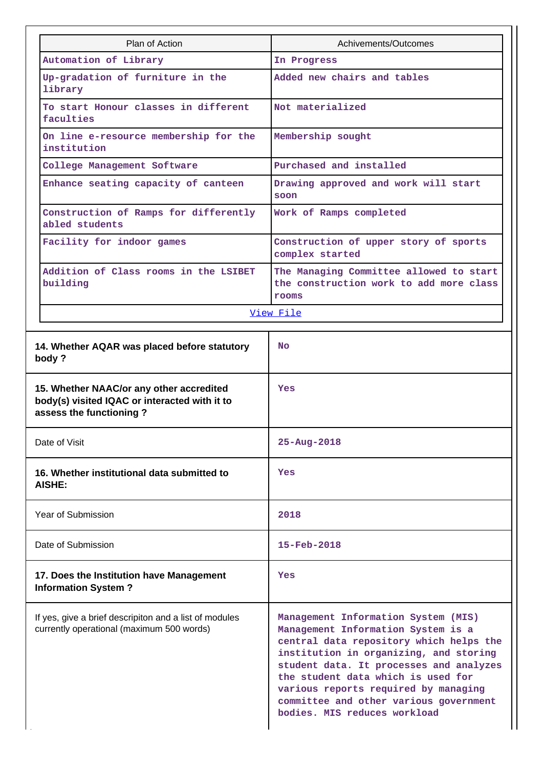| Plan of Action | Achivements/Outcomes |
|---|---|
| Automation of Library | In Progress |
| Up-gradation of furniture in the library | Added new chairs and tables |
| To start Honour classes in different faculties | Not materialized |
| On line e-resource membership for the institution | Membership sought |
| College Management Software | Purchased and installed |
| Enhance seating capacity of canteen | Drawing approved and work will start soon |
| Construction of Ramps for differently abled students | Work of Ramps completed |
| Facility for indoor games | Construction of upper story of sports complex started |
| Addition of Class rooms in the LSIBET building | The Managing Committee allowed to start the construction work to add more class rooms |
| View File | |

| | |
|---|---|
| **14. Whether AQAR was placed before statutory body ?** | No |
| **15. Whether NAAC/or any other accredited body(s) visited IQAC or interacted with it to assess the functioning ?** | Yes |
| Date of Visit | 25-Aug-2018 |
| **16. Whether institutional data submitted to AISHE:** | Yes |
| Year of Submission | 2018 |
| Date of Submission | 15-Feb-2018 |
| **17. Does the Institution have Management Information System ?** | Yes |
| If yes, give a brief descripiton and a list of modules currently operational (maximum 500 words) | Management Information System (MIS) Management Information System is a central data repository which helps the institution in organizing, and storing student data. It processes and analyzes the student data which is used for various reports required by managing committee and other various government bodies. MIS reduces workload |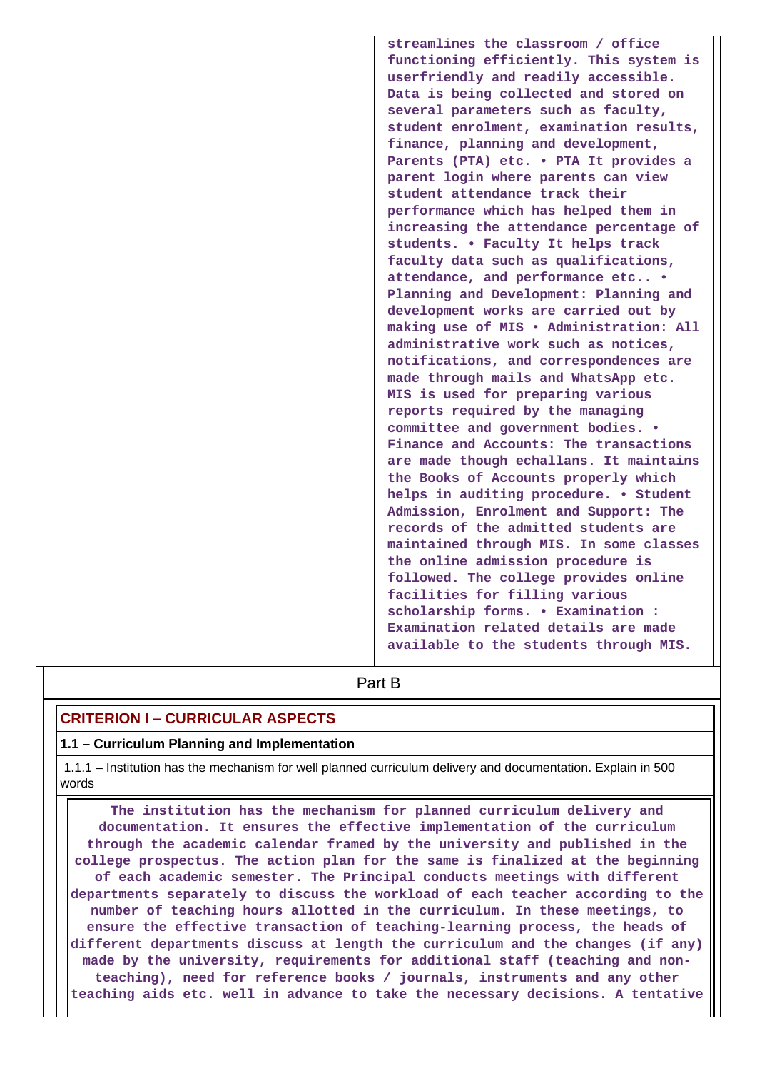| | streamlines the classroom / office functioning efficiently. This system is userfriendly and readily accessible. Data is being collected and stored on several parameters such as faculty, student enrolment, examination results, finance, planning and development, Parents (PTA) etc. • PTA It provides a parent login where parents can view student attendance track their performance which has helped them in increasing the attendance percentage of students. • Faculty It helps track faculty data such as qualifications, attendance, and performance etc.. • Planning and Development: Planning and development works are carried out by making use of MIS • Administration: All administrative work such as notices, notifications, and correspondences are made through mails and WhatsApp etc. MIS is used for preparing various reports required by the managing committee and government bodies. • Finance and Accounts: The transactions are made though echallans. It maintains the Books of Accounts properly which helps in auditing procedure. • Student Admission, Enrolment and Support: The records of the admitted students are maintained through MIS. In some classes the online admission procedure is followed. The college provides online facilities for filling various scholarship forms. • Examination : Examination related details are made available to the students through MIS. |
|---|---|

## Part B

### CRITERION I – CURRICULAR ASPECTS

**1.1 – Curriculum Planning and Implementation**

1.1.1 – Institution has the mechanism for well planned curriculum delivery and documentation. Explain in 500 words

The institution has the mechanism for planned curriculum delivery and documentation. It ensures the effective implementation of the curriculum through the academic calendar framed by the university and published in the college prospectus. The action plan for the same is finalized at the beginning of each academic semester. The Principal conducts meetings with different departments separately to discuss the workload of each teacher according to the number of teaching hours allotted in the curriculum. In these meetings, to ensure the effective transaction of teaching-learning process, the heads of different departments discuss at length the curriculum and the changes (if any) made by the university, requirements for additional staff (teaching and non-teaching), need for reference books / journals, instruments and any other teaching aids etc. well in advance to take the necessary decisions. A tentative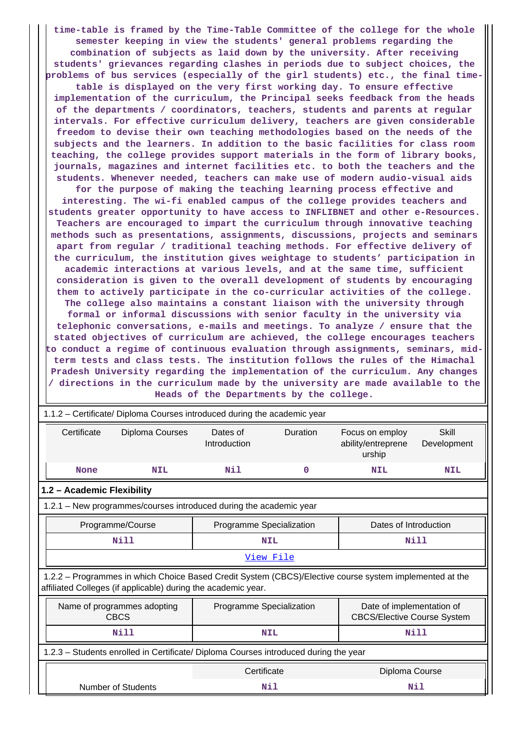time-table is framed by the Time-Table Committee of the college for the whole semester keeping in view the students' general problems regarding the combination of subjects as laid down by the university. After receiving students' grievances regarding clashes in periods due to subject choices, the problems of bus services (especially of the girl students) etc., the final time-table is displayed on the very first working day. To ensure effective implementation of the curriculum, the Principal seeks feedback from the heads of the departments / coordinators, teachers, students and parents at regular intervals. For effective curriculum delivery, teachers are given considerable freedom to devise their own teaching methodologies based on the needs of the subjects and the learners. In addition to the basic facilities for class room teaching, the college provides support materials in the form of library books, journals, magazines and internet facilities etc. to both the teachers and the students. Whenever needed, teachers can make use of modern audio-visual aids for the purpose of making the teaching learning process effective and interesting. The wi-fi enabled campus of the college provides teachers and students greater opportunity to have access to INFLIBNET and other e-Resources. Teachers are encouraged to impart the curriculum through innovative teaching methods such as presentations, assignments, discussions, projects and seminars apart from regular / traditional teaching methods. For effective delivery of the curriculum, the institution gives weightage to students' participation in academic interactions at various levels, and at the same time, sufficient consideration is given to the overall development of students by encouraging them to actively participate in the co-curricular activities of the college. The college also maintains a constant liaison with the university through formal or informal discussions with senior faculty in the university via telephonic conversations, e-mails and meetings. To analyze / ensure that the stated objectives of curriculum are achieved, the college encourages teachers to conduct a regime of continuous evaluation through assignments, seminars, mid-term tests and class tests. The institution follows the rules of the Himachal Pradesh University regarding the implementation of the curriculum. Any changes / directions in the curriculum made by the university are made available to the Heads of the Departments by the college.

1.1.2 – Certificate/ Diploma Courses introduced during the academic year

| Certificate | Diploma Courses | Dates of Introduction | Duration | Focus on employ ability/entreprene urship | Skill Development |
|---|---|---|---|---|---|
| None | NIL | Nil | 0 | NIL | NIL |

**1.2 – Academic Flexibility**

1.2.1 – New programmes/courses introduced during the academic year

| Programme/Course | Programme Specialization | Dates of Introduction |
|---|---|---|
| Nill | NIL | Nill |
| View File | | |

1.2.2 – Programmes in which Choice Based Credit System (CBCS)/Elective course system implemented at the affiliated Colleges (if applicable) during the academic year.

| Name of programmes adopting CBCS | Programme Specialization | Date of implementation of CBCS/Elective Course System |
|---|---|---|
| Nill | NIL | Nill |

1.2.3 – Students enrolled in Certificate/ Diploma Courses introduced during the year

| | Certificate | Diploma Course |
|---|---|---|
| Number of Students | Nil | Nil |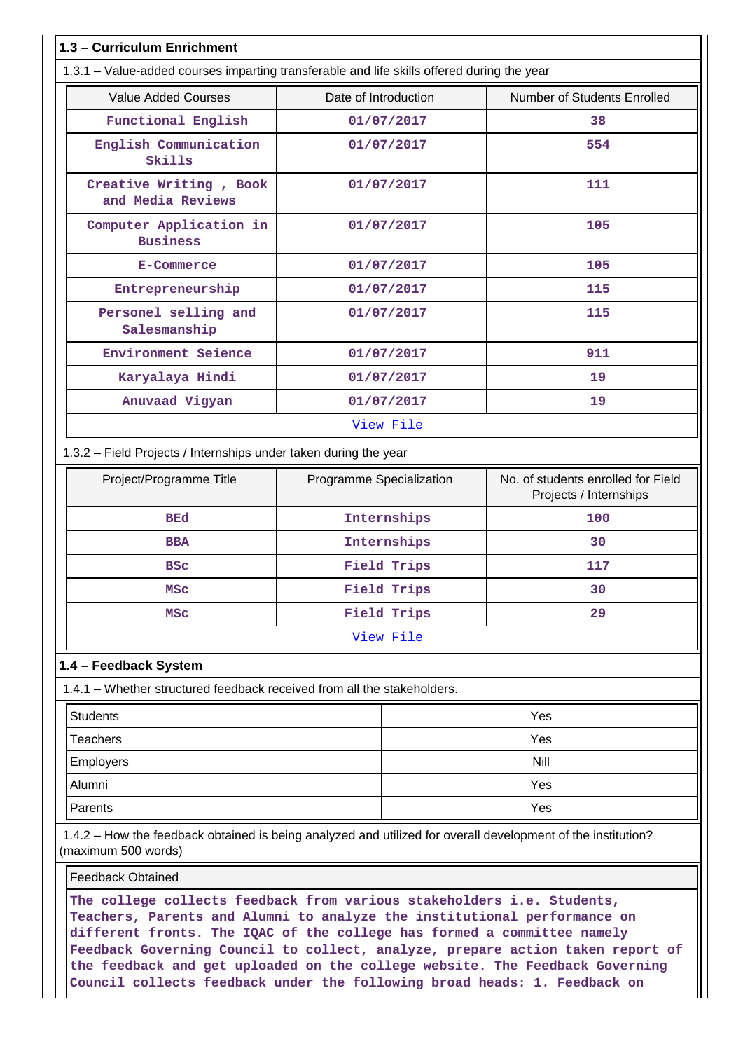## 1.3 – Curriculum Enrichment

1.3.1 – Value-added courses imparting transferable and life skills offered during the year

| Value Added Courses | Date of Introduction | Number of Students Enrolled |
|---|---|---|
| Functional English | 01/07/2017 | 38 |
| English Communication Skills | 01/07/2017 | 554 |
| Creative Writing , Book and Media Reviews | 01/07/2017 | 111 |
| Computer Application in Business | 01/07/2017 | 105 |
| E-Commerce | 01/07/2017 | 105 |
| Entrepreneurship | 01/07/2017 | 115 |
| Personel selling and Salesmanship | 01/07/2017 | 115 |
| Environment Seience | 01/07/2017 | 911 |
| Karyalaya Hindi | 01/07/2017 | 19 |
| Anuvaad Vigyan | 01/07/2017 | 19 |
| View File | | |

1.3.2 – Field Projects / Internships under taken during the year

| Project/Programme Title | Programme Specialization | No. of students enrolled for Field Projects / Internships |
|---|---|---|
| BEd | Internships | 100 |
| BBA | Internships | 30 |
| BSc | Field Trips | 117 |
| MSc | Field Trips | 30 |
| MSc | Field Trips | 29 |
| View File | | |

## 1.4 – Feedback System

1.4.1 – Whether structured feedback received from all the stakeholders.

| | |
|---|---|
| Students | Yes |
| Teachers | Yes |
| Employers | Nill |
| Alumni | Yes |
| Parents | Yes |

1.4.2 – How the feedback obtained is being analyzed and utilized for overall development of the institution? (maximum 500 words)

Feedback Obtained

The college collects feedback from various stakeholders i.e. Students, Teachers, Parents and Alumni to analyze the institutional performance on different fronts. The IQAC of the college has formed a committee namely Feedback Governing Council to collect, analyze, prepare action taken report of the feedback and get uploaded on the college website. The Feedback Governing Council collects feedback under the following broad heads: 1. Feedback on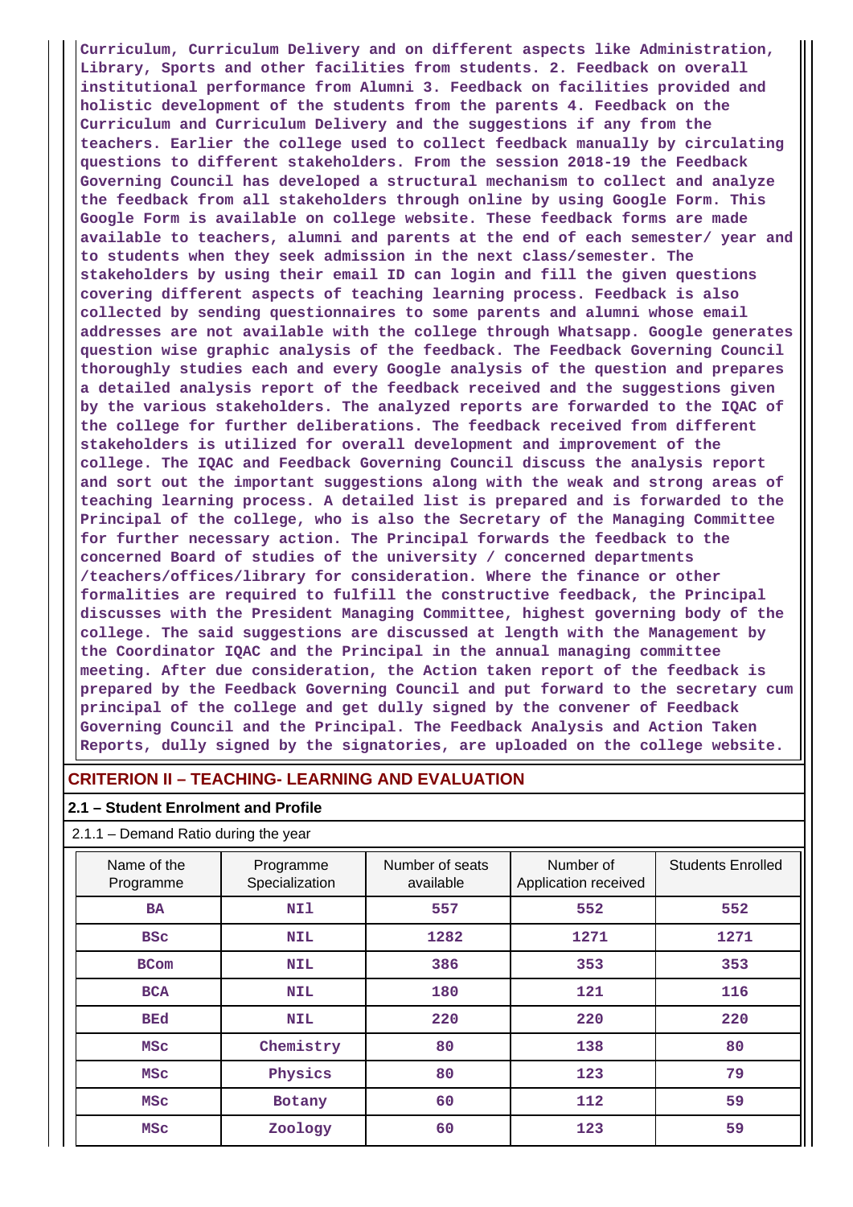Curriculum, Curriculum Delivery and on different aspects like Administration, Library, Sports and other facilities from students. 2. Feedback on overall institutional performance from Alumni 3. Feedback on facilities provided and holistic development of the students from the parents 4. Feedback on the Curriculum and Curriculum Delivery and the suggestions if any from the teachers. Earlier the college used to collect feedback manually by circulating questions to different stakeholders. From the session 2018-19 the Feedback Governing Council has developed a structural mechanism to collect and analyze the feedback from all stakeholders through online by using Google Form. This Google Form is available on college website. These feedback forms are made available to teachers, alumni and parents at the end of each semester/ year and to students when they seek admission in the next class/semester. The stakeholders by using their email ID can login and fill the given questions covering different aspects of teaching learning process. Feedback is also collected by sending questionnaires to some parents and alumni whose email addresses are not available with the college through Whatsapp. Google generates question wise graphic analysis of the feedback. The Feedback Governing Council thoroughly studies each and every Google analysis of the question and prepares a detailed analysis report of the feedback received and the suggestions given by the various stakeholders. The analyzed reports are forwarded to the IQAC of the college for further deliberations. The feedback received from different stakeholders is utilized for overall development and improvement of the college. The IQAC and Feedback Governing Council discuss the analysis report and sort out the important suggestions along with the weak and strong areas of teaching learning process. A detailed list is prepared and is forwarded to the Principal of the college, who is also the Secretary of the Managing Committee for further necessary action. The Principal forwards the feedback to the concerned Board of studies of the university / concerned departments /teachers/offices/library for consideration. Where the finance or other formalities are required to fulfill the constructive feedback, the Principal discusses with the President Managing Committee, highest governing body of the college. The said suggestions are discussed at length with the Management by the Coordinator IQAC and the Principal in the annual managing committee meeting. After due consideration, the Action taken report of the feedback is prepared by the Feedback Governing Council and put forward to the secretary cum principal of the college and get dully signed by the convener of Feedback Governing Council and the Principal. The Feedback Analysis and Action Taken Reports, dully signed by the signatories, are uploaded on the college website.

## CRITERION II – TEACHING- LEARNING AND EVALUATION

### 2.1 – Student Enrolment and Profile

2.1.1 – Demand Ratio during the year

| Name of the Programme | Programme Specialization | Number of seats available | Number of Application received | Students Enrolled |
|---|---|---|---|---|
| BA | NIl | 557 | 552 | 552 |
| BSc | NIL | 1282 | 1271 | 1271 |
| BCom | NIL | 386 | 353 | 353 |
| BCA | NIL | 180 | 121 | 116 |
| BEd | NIL | 220 | 220 | 220 |
| MSc | Chemistry | 80 | 138 | 80 |
| MSc | Physics | 80 | 123 | 79 |
| MSc | Botany | 60 | 112 | 59 |
| MSc | Zoology | 60 | 123 | 59 |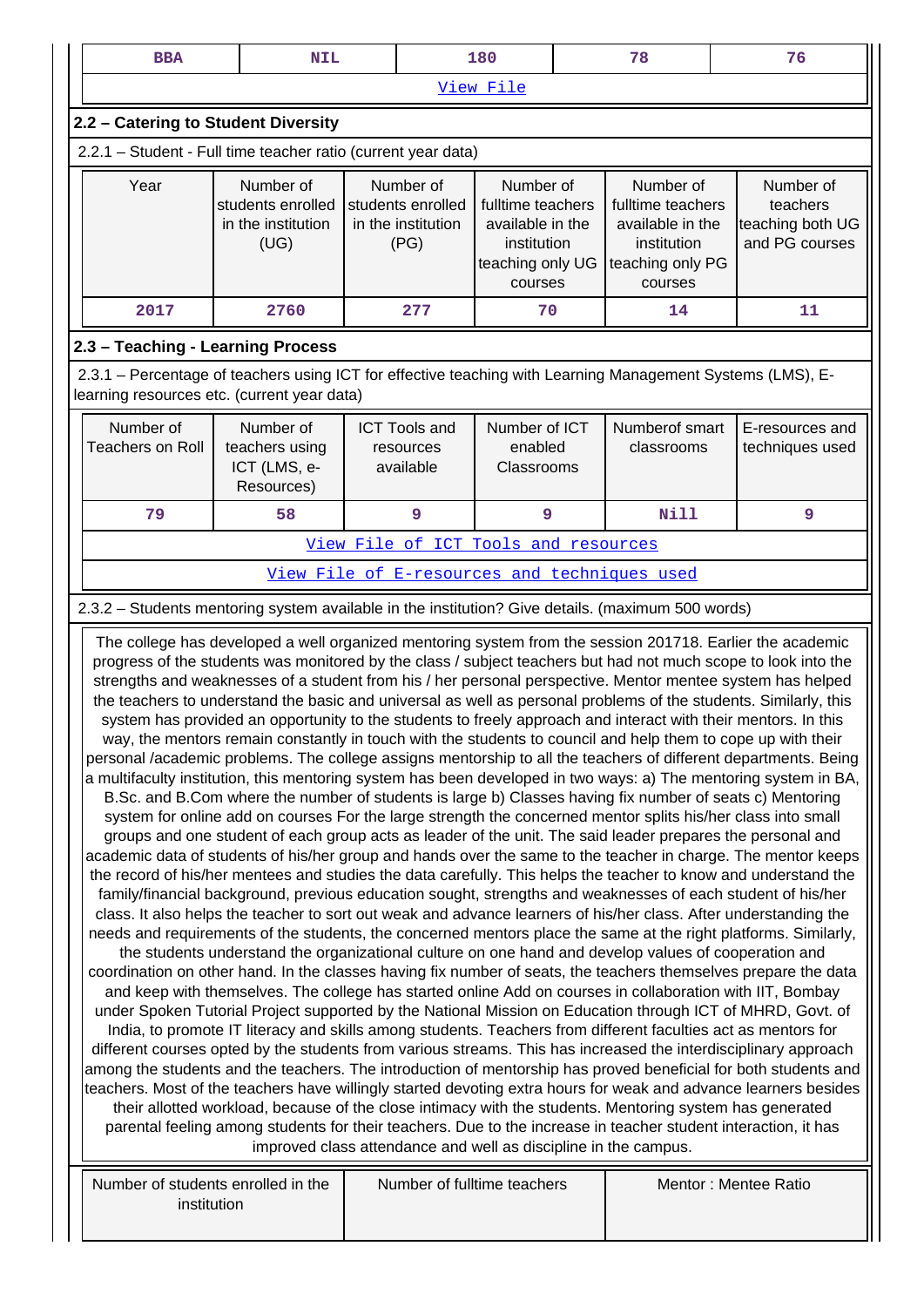| BBA | NIL | 180 | 78 | 76 |
|---|---|---|---|---|

View File

### 2.2 – Catering to Student Diversity

2.2.1 – Student - Full time teacher ratio (current year data)

| Year | Number of students enrolled in the institution (UG) | Number of students enrolled in the institution (PG) | Number of fulltime teachers available in the institution teaching only UG courses | Number of fulltime teachers available in the institution teaching only PG courses | Number of teachers teaching both UG and PG courses |
|---|---|---|---|---|---|
| 2017 | 2760 | 277 | 70 | 14 | 11 |

### 2.3 – Teaching - Learning Process

2.3.1 – Percentage of teachers using ICT for effective teaching with Learning Management Systems (LMS), E-learning resources etc. (current year data)

| Number of Teachers on Roll | Number of teachers using ICT (LMS, e-Resources) | ICT Tools and resources available | Number of ICT enabled Classrooms | Numberof smart classrooms | E-resources and techniques used |
|---|---|---|---|---|---|
| 79 | 58 | 9 | 9 | Nill | 9 |

View File of ICT Tools and resources

View File of E-resources and techniques used

2.3.2 – Students mentoring system available in the institution? Give details. (maximum 500 words)

The college has developed a well organized mentoring system from the session 201718. Earlier the academic progress of the students was monitored by the class / subject teachers but had not much scope to look into the strengths and weaknesses of a student from his / her personal perspective. Mentor mentee system has helped the teachers to understand the basic and universal as well as personal problems of the students. Similarly, this system has provided an opportunity to the students to freely approach and interact with their mentors. In this way, the mentors remain constantly in touch with the students to council and help them to cope up with their personal /academic problems. The college assigns mentorship to all the teachers of different departments. Being a multifaculty institution, this mentoring system has been developed in two ways: a) The mentoring system in BA, B.Sc. and B.Com where the number of students is large b) Classes having fix number of seats c) Mentoring system for online add on courses For the large strength the concerned mentor splits his/her class into small groups and one student of each group acts as leader of the unit. The said leader prepares the personal and academic data of students of his/her group and hands over the same to the teacher in charge. The mentor keeps the record of his/her mentees and studies the data carefully. This helps the teacher to know and understand the family/financial background, previous education sought, strengths and weaknesses of each student of his/her class. It also helps the teacher to sort out weak and advance learners of his/her class. After understanding the needs and requirements of the students, the concerned mentors place the same at the right platforms. Similarly, the students understand the organizational culture on one hand and develop values of cooperation and coordination on other hand. In the classes having fix number of seats, the teachers themselves prepare the data and keep with themselves. The college has started online Add on courses in collaboration with IIT, Bombay under Spoken Tutorial Project supported by the National Mission on Education through ICT of MHRD, Govt. of India, to promote IT literacy and skills among students. Teachers from different faculties act as mentors for different courses opted by the students from various streams. This has increased the interdisciplinary approach among the students and the teachers. The introduction of mentorship has proved beneficial for both students and teachers. Most of the teachers have willingly started devoting extra hours for weak and advance learners besides their allotted workload, because of the close intimacy with the students. Mentoring system has generated parental feeling among students for their teachers. Due to the increase in teacher student interaction, it has improved class attendance and well as discipline in the campus.

| Number of students enrolled in the institution | Number of fulltime teachers | Mentor : Mentee Ratio |
|---|---|---|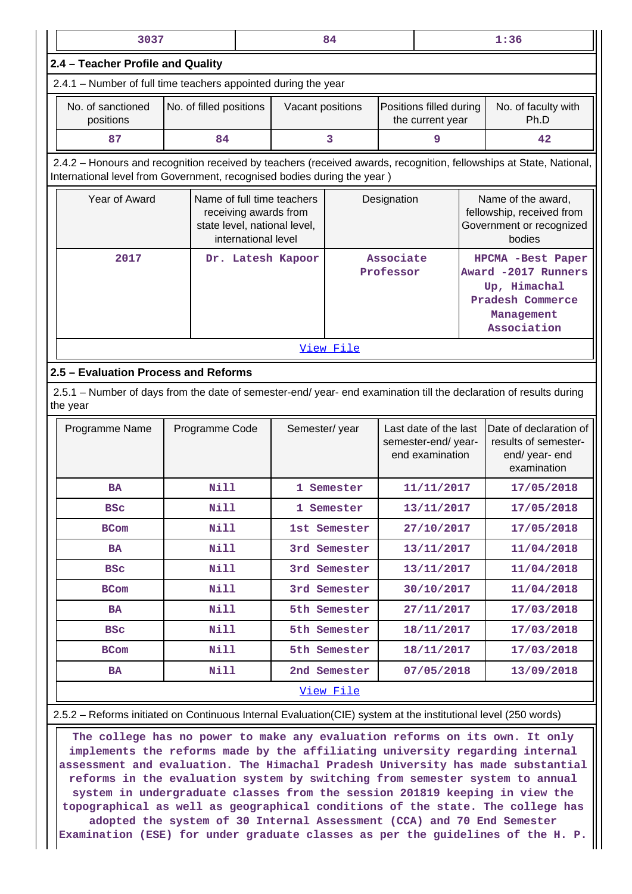| 3037 | 84 | 1:36 |
|---|---|---|

## 2.4 – Teacher Profile and Quality

2.4.1 – Number of full time teachers appointed during the year

| No. of sanctioned positions | No. of filled positions | Vacant positions | Positions filled during the current year | No. of faculty with Ph.D |
|---|---|---|---|---|
| 87 | 84 | 3 | 9 | 42 |

2.4.2 – Honours and recognition received by teachers (received awards, recognition, fellowships at State, National, International level from Government, recognised bodies during the year )

| Year of Award | Name of full time teachers receiving awards from state level, national level, international level | Designation | Name of the award, fellowship, received from Government or recognized bodies |
|---|---|---|---|
| 2017 | Dr. Latesh Kapoor | Associate Professor | HPCMA -Best Paper Award -2017 Runners Up, Himachal Pradesh Commerce Management Association |
| View File | | | |

## 2.5 – Evaluation Process and Reforms

2.5.1 – Number of days from the date of semester-end/ year- end examination till the declaration of results during the year

| Programme Name | Programme Code | Semester/ year | Last date of the last semester-end/ year- end examination | Date of declaration of results of semester-end/ year- end examination |
|---|---|---|---|---|
| BA | Nill | 1 Semester | 11/11/2017 | 17/05/2018 |
| BSc | Nill | 1 Semester | 13/11/2017 | 17/05/2018 |
| BCom | Nill | 1st Semester | 27/10/2017 | 17/05/2018 |
| BA | Nill | 3rd Semester | 13/11/2017 | 11/04/2018 |
| BSc | Nill | 3rd Semester | 13/11/2017 | 11/04/2018 |
| BCom | Nill | 3rd Semester | 30/10/2017 | 11/04/2018 |
| BA | Nill | 5th Semester | 27/11/2017 | 17/03/2018 |
| BSc | Nill | 5th Semester | 18/11/2017 | 17/03/2018 |
| BCom | Nill | 5th Semester | 18/11/2017 | 17/03/2018 |
| BA | Nill | 2nd Semester | 07/05/2018 | 13/09/2018 |
| View File | | | | |

2.5.2 – Reforms initiated on Continuous Internal Evaluation(CIE) system at the institutional level (250 words)

The college has no power to make any evaluation reforms on its own. It only implements the reforms made by the affiliating university regarding internal assessment and evaluation. The Himachal Pradesh University has made substantial reforms in the evaluation system by switching from semester system to annual system in undergraduate classes from the session 201819 keeping in view the topographical as well as geographical conditions of the state. The college has adopted the system of 30 Internal Assessment (CCA) and 70 End Semester Examination (ESE) for under graduate classes as per the guidelines of the H. P.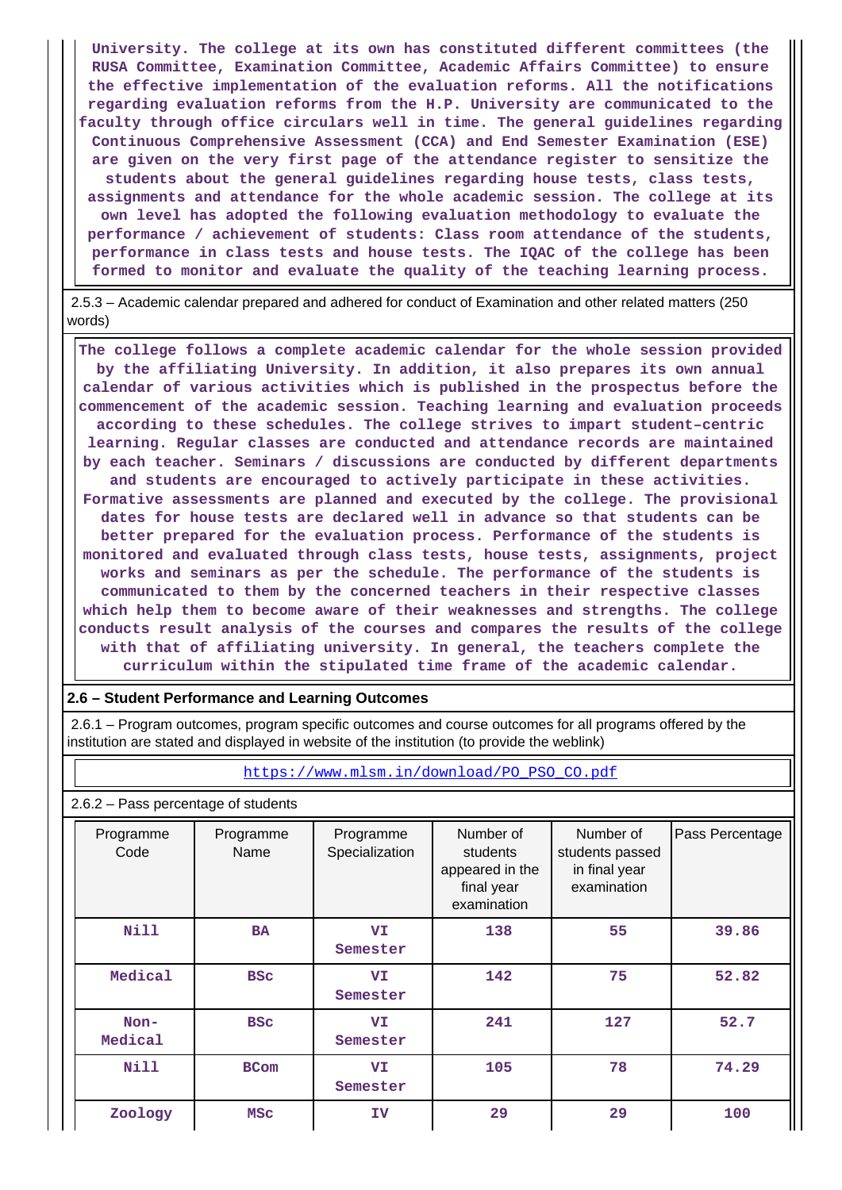University. The college at its own has constituted different committees (the RUSA Committee, Examination Committee, Academic Affairs Committee) to ensure the effective implementation of the evaluation reforms. All the notifications regarding evaluation reforms from the H.P. University are communicated to the faculty through office circulars well in time. The general guidelines regarding Continuous Comprehensive Assessment (CCA) and End Semester Examination (ESE) are given on the very first page of the attendance register to sensitize the students about the general guidelines regarding house tests, class tests, assignments and attendance for the whole academic session. The college at its own level has adopted the following evaluation methodology to evaluate the performance / achievement of students: Class room attendance of the students, performance in class tests and house tests. The IQAC of the college has been formed to monitor and evaluate the quality of the teaching learning process.

2.5.3 – Academic calendar prepared and adhered for conduct of Examination and other related matters (250 words)

The college follows a complete academic calendar for the whole session provided by the affiliating University. In addition, it also prepares its own annual calendar of various activities which is published in the prospectus before the commencement of the academic session. Teaching learning and evaluation proceeds according to these schedules. The college strives to impart student–centric learning. Regular classes are conducted and attendance records are maintained by each teacher. Seminars / discussions are conducted by different departments and students are encouraged to actively participate in these activities. Formative assessments are planned and executed by the college. The provisional dates for house tests are declared well in advance so that students can be better prepared for the evaluation process. Performance of the students is monitored and evaluated through class tests, house tests, assignments, project works and seminars as per the schedule. The performance of the students is communicated to them by the concerned teachers in their respective classes which help them to become aware of their weaknesses and strengths. The college conducts result analysis of the courses and compares the results of the college with that of affiliating university. In general, the teachers complete the curriculum within the stipulated time frame of the academic calendar.

**2.6 – Student Performance and Learning Outcomes**

2.6.1 – Program outcomes, program specific outcomes and course outcomes for all programs offered by the institution are stated and displayed in website of the institution (to provide the weblink)

https://www.mlsm.in/download/PO_PSO_CO.pdf

2.6.2 – Pass percentage of students

| Programme Code | Programme Name | Programme Specialization | Number of students appeared in the final year examination | Number of students passed in final year examination | Pass Percentage |
|---|---|---|---|---|---|
| Nill | BA | VI Semester | 138 | 55 | 39.86 |
| Medical | BSc | VI Semester | 142 | 75 | 52.82 |
| Non-Medical | BSc | VI Semester | 241 | 127 | 52.7 |
| Nill | BCom | VI Semester | 105 | 78 | 74.29 |
| Zoology | MSc | IV | 29 | 29 | 100 |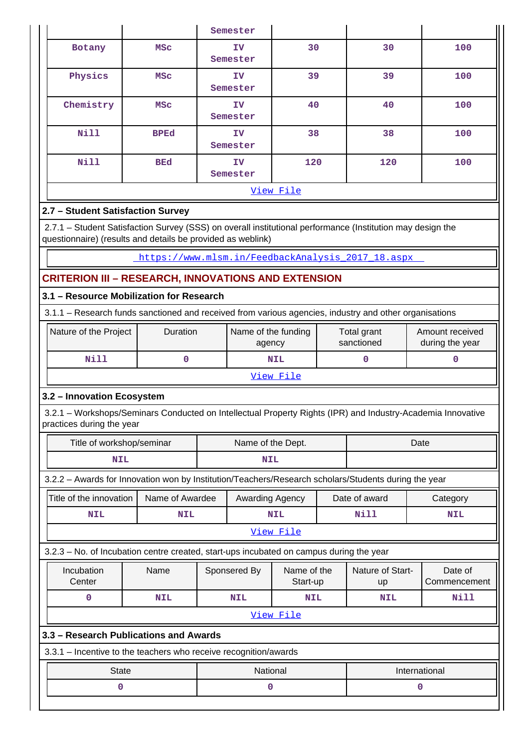| | | Semester | | | |
|---|---|---|---|---|---|
| Botany | MSc | IV Semester | 30 | 30 | 100 |
| Physics | MSc | IV Semester | 39 | 39 | 100 |
| Chemistry | MSc | IV Semester | 40 | 40 | 100 |
| Nill | BPEd | IV Semester | 38 | 38 | 100 |
| Nill | BEd | IV Semester | 120 | 120 | 100 |

View File

**2.7 – Student Satisfaction Survey**

2.7.1 – Student Satisfaction Survey (SSS) on overall institutional performance (Institution may design the questionnaire) (results and details be provided as weblink)

https://www.mlsm.in/FeedbackAnalysis_2017_18.aspx

## CRITERION III – RESEARCH, INNOVATIONS AND EXTENSION

**3.1 – Resource Mobilization for Research**

3.1.1 – Research funds sanctioned and received from various agencies, industry and other organisations

| Nature of the Project | Duration | Name of the funding agency | Total grant sanctioned | Amount received during the year |
|---|---|---|---|---|
| Nill | 0 | NIL | 0 | 0 |

View File

**3.2 – Innovation Ecosystem**

3.2.1 – Workshops/Seminars Conducted on Intellectual Property Rights (IPR) and Industry-Academia Innovative practices during the year

| Title of workshop/seminar | Name of the Dept. | Date |
|---|---|---|
| NIL | NIL | |

3.2.2 – Awards for Innovation won by Institution/Teachers/Research scholars/Students during the year

| Title of the innovation | Name of Awardee | Awarding Agency | Date of award | Category |
|---|---|---|---|---|
| NIL | NIL | NIL | Nill | NIL |

View File

3.2.3 – No. of Incubation centre created, start-ups incubated on campus during the year

| Incubation Center | Name | Sponsered By | Name of the Start-up | Nature of Start-up | Date of Commencement |
|---|---|---|---|---|---|
| 0 | NIL | NIL | NIL | NIL | Nill |

View File

**3.3 – Research Publications and Awards**

3.3.1 – Incentive to the teachers who receive recognition/awards

| State | National | International |
|---|---|---|
| 0 | 0 | 0 |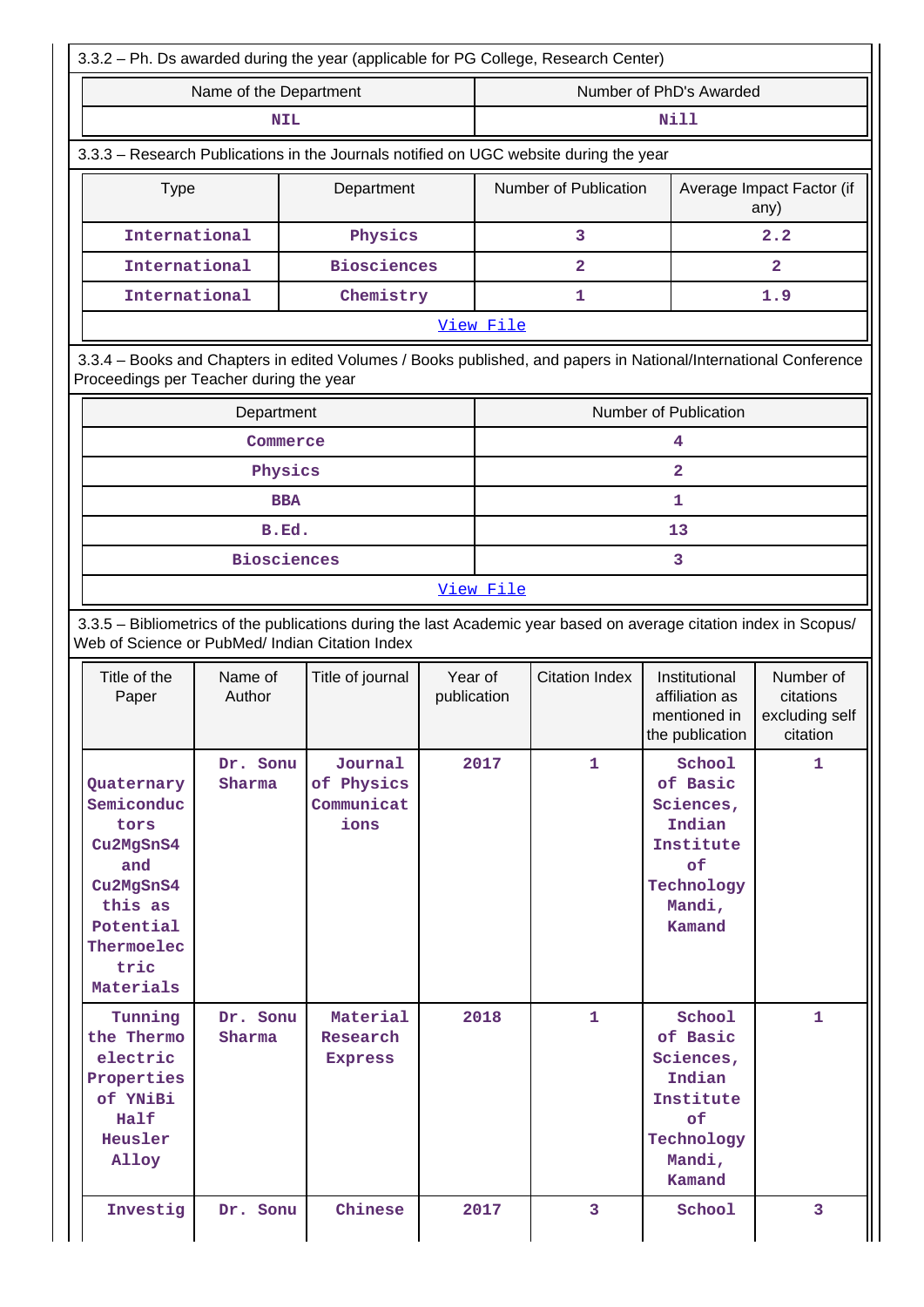3.3.2 – Ph. Ds awarded during the year (applicable for PG College, Research Center)

| Name of the Department | Number of PhD's Awarded |
|---|---|
| NIL | Nill |

3.3.3 – Research Publications in the Journals notified on UGC website during the year

| Type | Department | Number of Publication | Average Impact Factor (if any) |
|---|---|---|---|
| International | Physics | 3 | 2.2 |
| International | Biosciences | 2 | 2 |
| International | Chemistry | 1 | 1.9 |

View File

3.3.4 – Books and Chapters in edited Volumes / Books published, and papers in National/International Conference Proceedings per Teacher during the year

| Department | Number of Publication |
|---|---|
| Commerce | 4 |
| Physics | 2 |
| BBA | 1 |
| B.Ed. | 13 |
| Biosciences | 3 |

View File

3.3.5 – Bibliometrics of the publications during the last Academic year based on average citation index in Scopus/ Web of Science or PubMed/ Indian Citation Index

| Title of the Paper | Name of Author | Title of journal | Year of publication | Citation Index | Institutional affiliation as mentioned in the publication | Number of citations excluding self citation |
|---|---|---|---|---|---|---|
| Quaternary Semiconductors Cu2MgSnS4 and Cu2MgSnS4 this as Potential Thermoelectric Materials | Dr. Sonu Sharma | Journal of Physics Communications | 2017 | 1 | School of Basic Sciences, Indian Institute of Technology Mandi, Kamand | 1 |
| Tunning the Thermo electric Properties of YNiBi Half Heusler Alloy | Dr. Sonu Sharma | Material Research Express | 2018 | 1 | School of Basic Sciences, Indian Institute of Technology Mandi, Kamand | 1 |
| Investig | Dr. Sonu | Chinese | 2017 | 3 | School | 3 |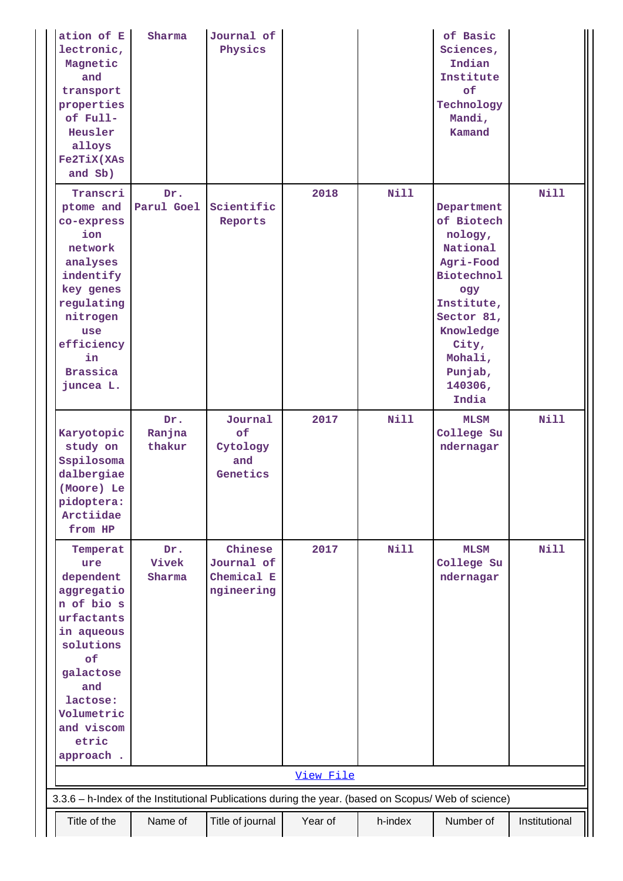| | | | | | | |
|---|---|---|---|---|---|---|
| ation of Electronic, Magnetic and transport properties of Full-Heusler alloys Fe2TiX(XAs and Sb) | Sharma | Journal of Physics | | | of Basic Sciences, Indian Institute of Technology Mandi, Kamand | |
| Transcriptome and co-expression network analyses indentify key genes regulating nitrogen use efficiency in Brassica juncea L. | Dr. Parul Goel | Scientific Reports | 2018 | Nill | Department of Biotechnology, National Agri-Food Biotechnology Institute, Sector 81, Knowledge City, Mohali, Punjab, 140306, India | Nill |
| Karyotopic study on Sspilosoma dalbergiae (Moore) Lepidoptera: Arctiidae from HP | Dr. Ranjna thakur | Journal of Cytology and Genetics | 2017 | Nill | MLSM College Sundernagar | Nill |
| Temperature dependent aggregation of bio surfactants in aqueous solutions of galactose and lactose: Volumetric and viscometric approach . | Dr. Vivek Sharma | Chinese Journal of Chemical Engineering | 2017 | Nill | MLSM College Sundernagar | Nill |

View File

3.3.6 – h-Index of the Institutional Publications during the year. (based on Scopus/ Web of science)

| Title of the | Name of | Title of journal | Year of | h-index | Number of | Institutional |
|---|---|---|---|---|---|---|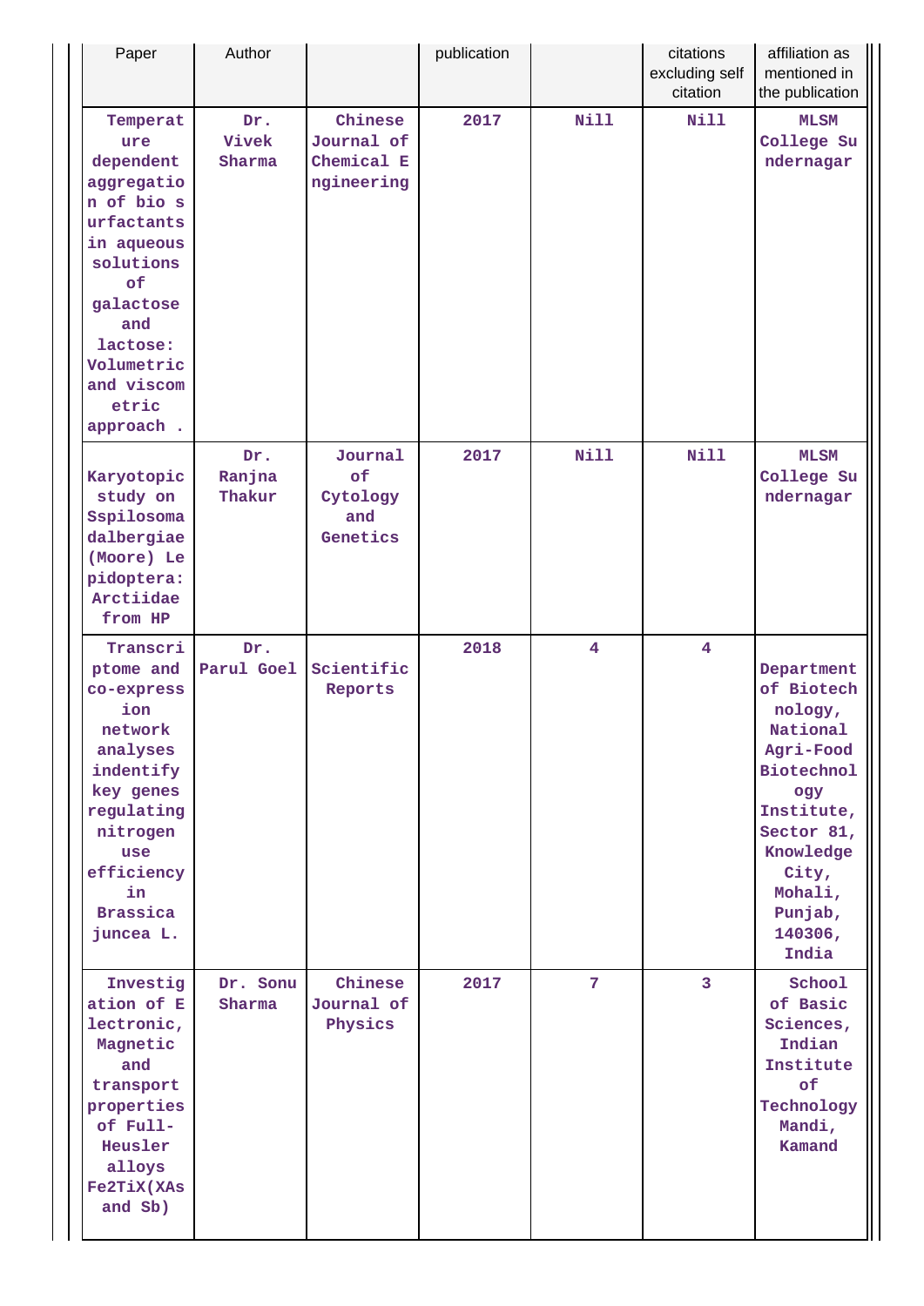| Paper | Author | | publication | | citations excluding self citation | affiliation as mentioned in the publication |
|---|---|---|---|---|---|---|
| Temperature dependent aggregation of bio surfactants in aqueous solutions of galactose and lactose: Volumetric and viscometric approach . | Dr. Vivek Sharma | Chinese Journal of Chemical Engineering | 2017 | Nill | Nill | MLSM College Sundernagar |
| Karyotopic study on Sspilosoma dalbergiae (Moore) Lepidoptera: Arctiidae from HP | Dr. Ranjna Thakur | Journal of Cytology and Genetics | 2017 | Nill | Nill | MLSM College Sundernagar |
| Transcriptome and co-expression network analyses indentify key genes regulating nitrogen use efficiency in Brassica juncea L. | Dr. Parul Goel | Scientific Reports | 2018 | 4 | 4 | Department of Biotechnology, National Agri-Food Biotechnology Institute, Sector 81, Knowledge City, Mohali, Punjab, 140306, India |
| Investigation of Electronic, Magnetic and transport properties of Full-Heusler alloys Fe2TiX(XAs and Sb) | Dr. Sonu Sharma | Chinese Journal of Physics | 2017 | 7 | 3 | School of Basic Sciences, Indian Institute of Technology Mandi, Kamand |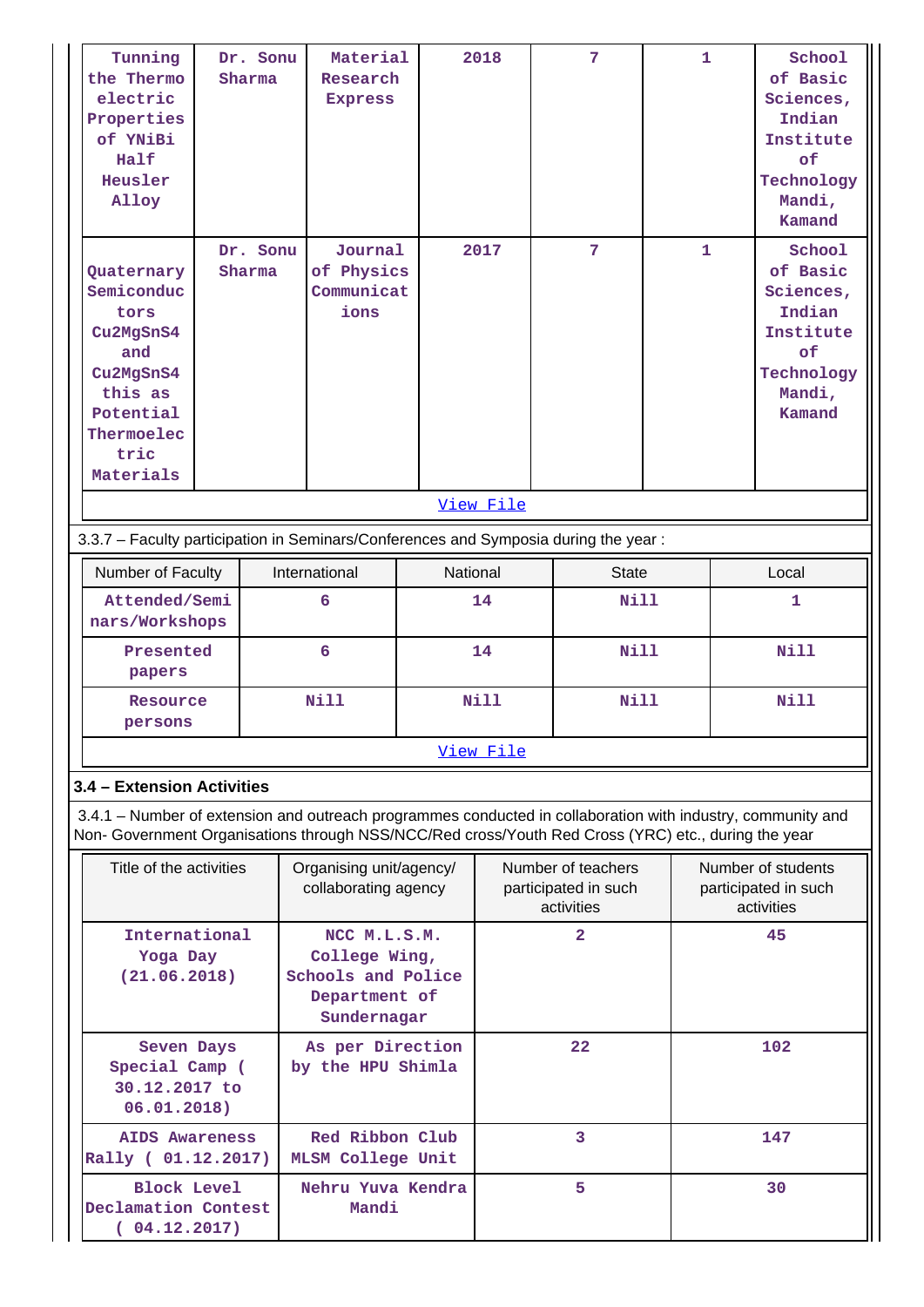| Tunning the Thermo electric Properties of YNiBi Half Heusler Alloy | Dr. Sonu Sharma | Material Research Express | 2018 | 7 | 1 | School of Basic Sciences, Indian Institute of Technology Mandi, Kamand |
|---|---|---|---|---|---|---|
| Quaternary Semiconductors $Cu_2MgSnS_4$ and $Cu_2MgSnS_4$ this as Potential Thermoelectric Materials | Dr. Sonu Sharma | Journal of Physics Communications | 2017 | 7 | 1 | School of Basic Sciences, Indian Institute of Technology Mandi, Kamand |

[View File]

3.3.7 – Faculty participation in Seminars/Conferences and Symposia during the year :

| Number of Faculty | International | National | State | Local |
|---|---|---|---|---|
| Attended/Seminars/Workshops | 6 | 14 | Nill | 1 |
| Presented papers | 6 | 14 | Nill | Nill |
| Resource persons | Nill | Nill | Nill | Nill |

[View File]

### 3.4 – Extension Activities

3.4.1 – Number of extension and outreach programmes conducted in collaboration with industry, community and Non- Government Organisations through NSS/NCC/Red cross/Youth Red Cross (YRC) etc., during the year

| Title of the activities | Organising unit/agency/ collaborating agency | Number of teachers participated in such activities | Number of students participated in such activities |
|---|---|---|---|
| International Yoga Day (21.06.2018) | NCC M.L.S.M. College Wing, Schools and Police Department of Sundernagar | 2 | 45 |
| Seven Days Special Camp ( 30.12.2017 to 06.01.2018) | As per Direction by the HPU Shimla | 22 | 102 |
| AIDS Awareness Rally ( 01.12.2017) | Red Ribbon Club MLSM College Unit | 3 | 147 |
| Block Level Declamation Contest ( 04.12.2017) | Nehru Yuva Kendra Mandi | 5 | 30 |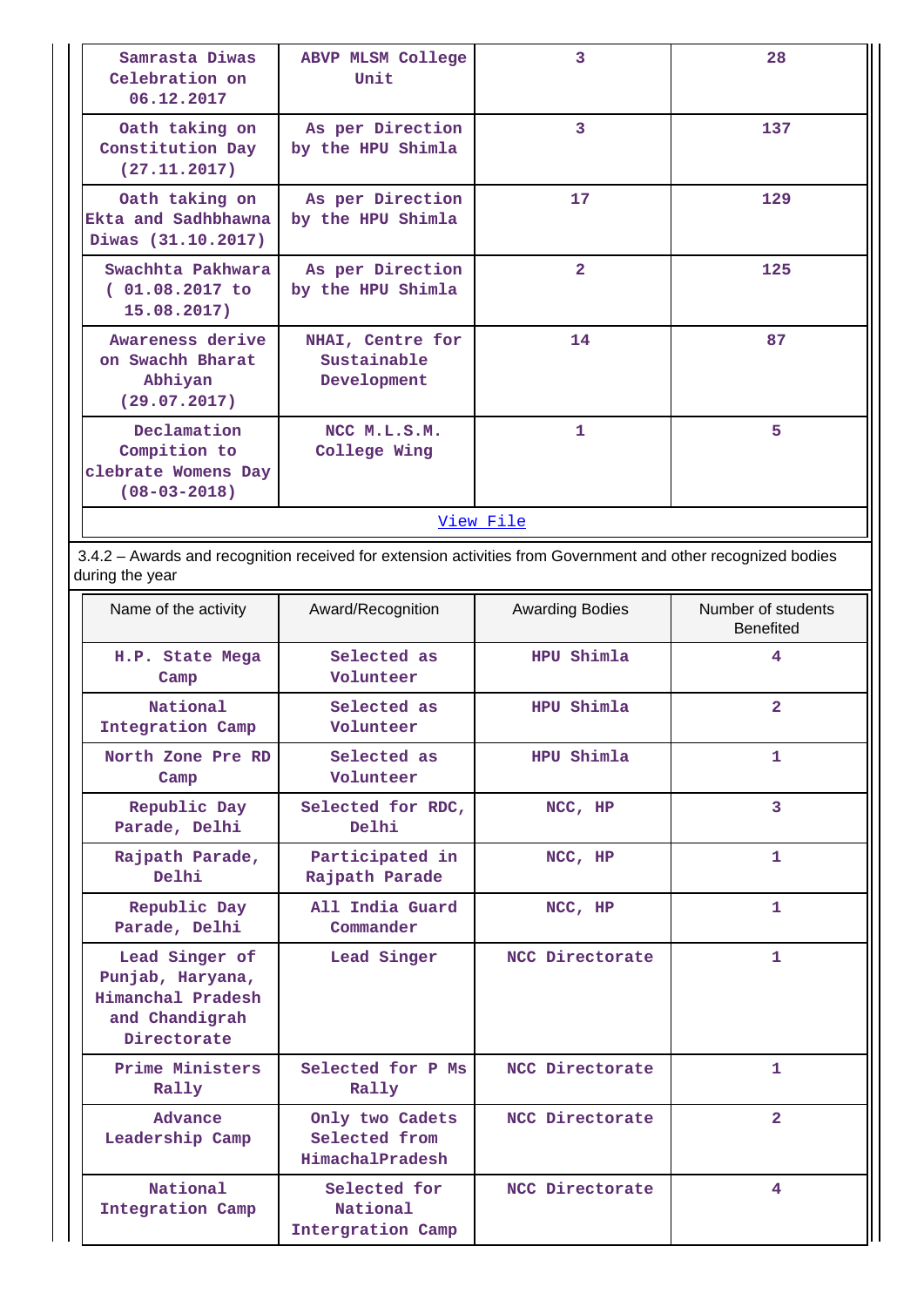| | | | |
|---|---|---|---|
| Samrasta Diwas Celebration on 06.12.2017 | ABVP MLSM College Unit | 3 | 28 |
| Oath taking on Constitution Day (27.11.2017) | As per Direction by the HPU Shimla | 3 | 137 |
| Oath taking on Ekta and Sadhbhawna Diwas (31.10.2017) | As per Direction by the HPU Shimla | 17 | 129 |
| Swachhta Pakhwara ( 01.08.2017 to 15.08.2017) | As per Direction by the HPU Shimla | 2 | 125 |
| Awareness derive on Swachh Bharat Abhiyan (29.07.2017) | NHAI, Centre for Sustainable Development | 14 | 87 |
| Declamation Compition to clebrate Womens Day (08-03-2018) | NCC M.L.S.M. College Wing | 1 | 5 |

View File

3.4.2 – Awards and recognition received for extension activities from Government and other recognized bodies during the year

| Name of the activity | Award/Recognition | Awarding Bodies | Number of students Benefited |
|---|---|---|---|
| H.P. State Mega Camp | Selected as Volunteer | HPU Shimla | 4 |
| National Integration Camp | Selected as Volunteer | HPU Shimla | 2 |
| North Zone Pre RD Camp | Selected as Volunteer | HPU Shimla | 1 |
| Republic Day Parade, Delhi | Selected for RDC, Delhi | NCC, HP | 3 |
| Rajpath Parade, Delhi | Participated in Rajpath Parade | NCC, HP | 1 |
| Republic Day Parade, Delhi | All India Guard Commander | NCC, HP | 1 |
| Lead Singer of Punjab, Haryana, Himanchal Pradesh and Chandigrah Directorate | Lead Singer | NCC Directorate | 1 |
| Prime Ministers Rally | Selected for P Ms Rally | NCC Directorate | 1 |
| Advance Leadership Camp | Only two Cadets Selected from HimachalPradesh | NCC Directorate | 2 |
| National Integration Camp | Selected for National Intergration Camp | NCC Directorate | 4 |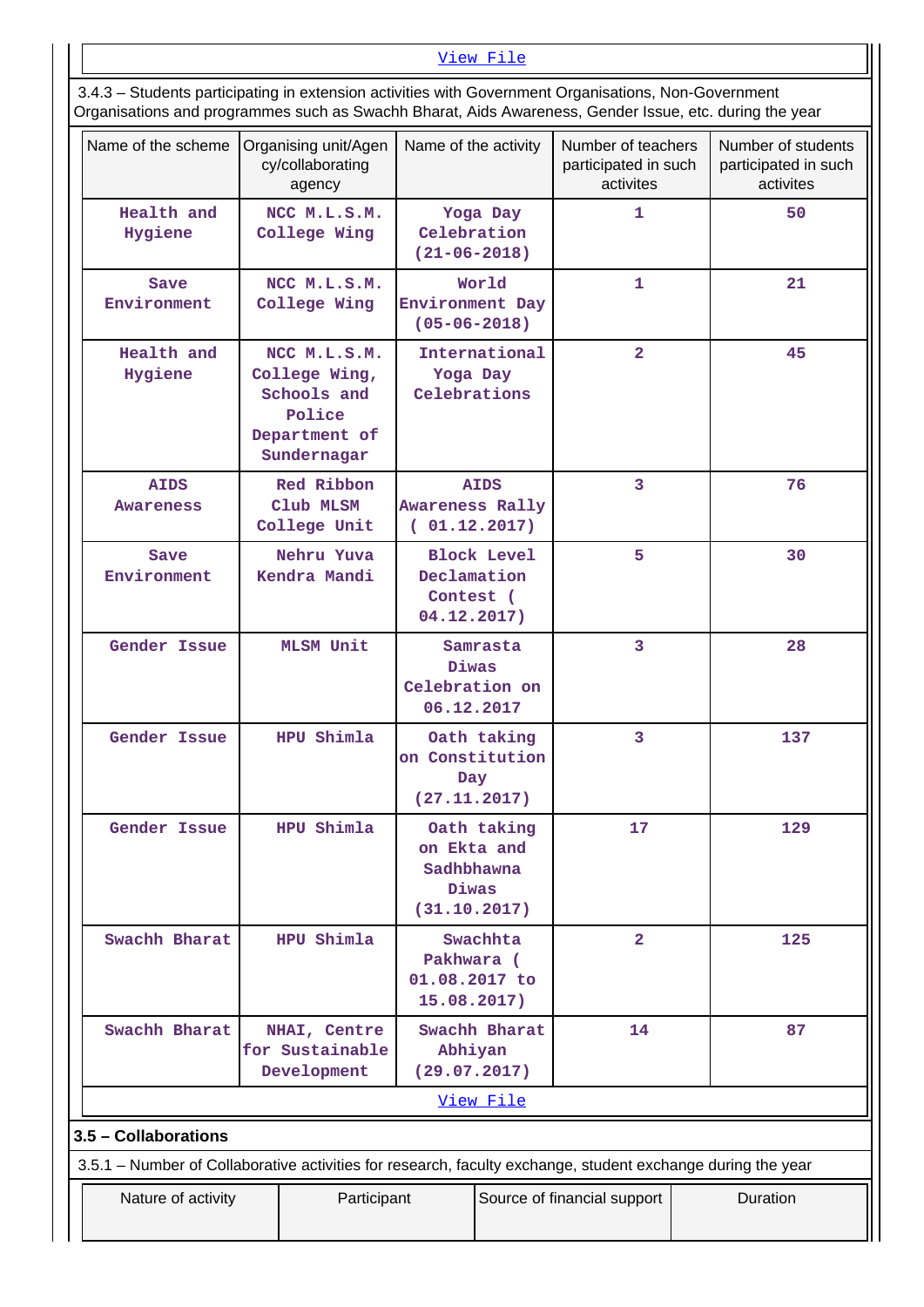View File

3.4.3 – Students participating in extension activities with Government Organisations, Non-Government Organisations and programmes such as Swachh Bharat, Aids Awareness, Gender Issue, etc. during the year

| Name of the scheme | Organising unit/Agency/collaborating agency | Name of the activity | Number of teachers participated in such activites | Number of students participated in such activites |
|---|---|---|---|---|
| Health and Hygiene | NCC M.L.S.M. College Wing | Yoga Day Celebration (21-06-2018) | 1 | 50 |
| Save Environment | NCC M.L.S.M. College Wing | World Environment Day (05-06-2018) | 1 | 21 |
| Health and Hygiene | NCC M.L.S.M. College Wing, Schools and Police Department of Sundernagar | International Yoga Day Celebrations | 2 | 45 |
| AIDS Awareness | Red Ribbon Club MLSM College Unit | AIDS Awareness Rally ( 01.12.2017) | 3 | 76 |
| Save Environment | Nehru Yuva Kendra Mandi | Block Level Declamation Contest ( 04.12.2017) | 5 | 30 |
| Gender Issue | MLSM Unit | Samrasta Diwas Celebration on 06.12.2017 | 3 | 28 |
| Gender Issue | HPU Shimla | Oath taking on Constitution Day (27.11.2017) | 3 | 137 |
| Gender Issue | HPU Shimla | Oath taking on Ekta and Sadhbhawna Diwas (31.10.2017) | 17 | 129 |
| Swachh Bharat | HPU Shimla | Swachhta Pakhwara ( 01.08.2017 to 15.08.2017) | 2 | 125 |
| Swachh Bharat | NHAI, Centre for Sustainable Development | Swachh Bharat Abhiyan (29.07.2017) | 14 | 87 |

View File

**3.5 – Collaborations**

3.5.1 – Number of Collaborative activities for research, faculty exchange, student exchange during the year

| Nature of activity | Participant | Source of financial support | Duration |
|---|---|---|---|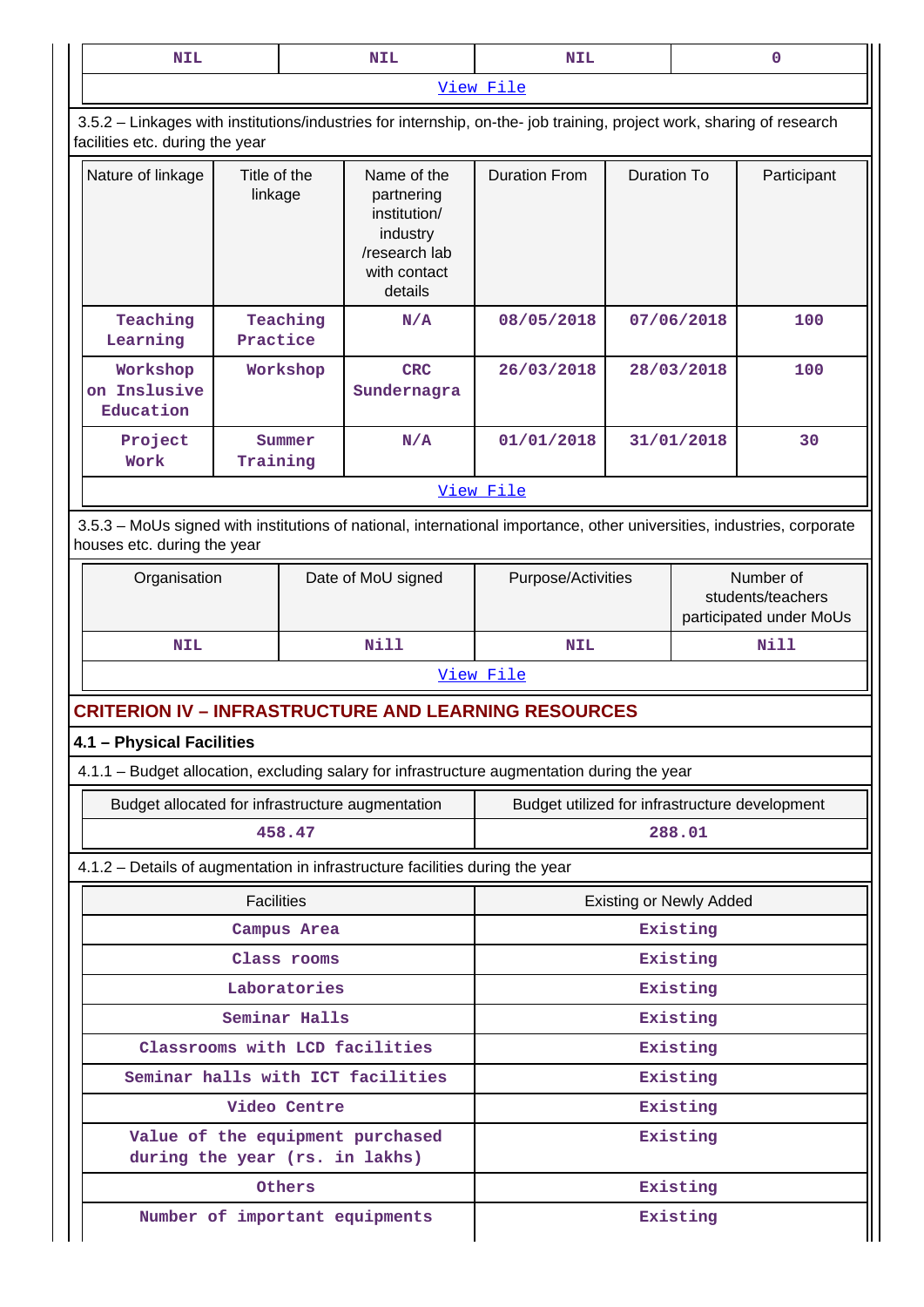| NIL | NIL | NIL | 0 |
|---|---|---|---|
| View File | | | |

3.5.2 – Linkages with institutions/industries for internship, on-the- job training, project work, sharing of research facilities etc. during the year

| Nature of linkage | Title of the linkage | Name of the partnering institution/ industry /research lab with contact details | Duration From | Duration To | Participant |
|---|---|---|---|---|---|
| Teaching Learning | Teaching Practice | N/A | 08/05/2018 | 07/06/2018 | 100 |
| Workshop on Inslusive Education | Workshop | CRC Sundernagra | 26/03/2018 | 28/03/2018 | 100 |
| Project Work | Summer Training | N/A | 01/01/2018 | 31/01/2018 | 30 |
| View File | | | | | |

3.5.3 – MoUs signed with institutions of national, international importance, other universities, industries, corporate houses etc. during the year

| Organisation | Date of MoU signed | Purpose/Activities | Number of students/teachers participated under MoUs |
|---|---|---|---|
| NIL | Nill | NIL | Nill |
| View File | | | |

## CRITERION IV – INFRASTRUCTURE AND LEARNING RESOURCES

### 4.1 – Physical Facilities

4.1.1 – Budget allocation, excluding salary for infrastructure augmentation during the year

| Budget allocated for infrastructure augmentation | Budget utilized for infrastructure development |
|---|---|
| 458.47 | 288.01 |

4.1.2 – Details of augmentation in infrastructure facilities during the year

| Facilities | Existing or Newly Added |
|---|---|
| Campus Area | Existing |
| Class rooms | Existing |
| Laboratories | Existing |
| Seminar Halls | Existing |
| Classrooms with LCD facilities | Existing |
| Seminar halls with ICT facilities | Existing |
| Video Centre | Existing |
| Value of the equipment purchased during the year (rs. in lakhs) | Existing |
| Others | Existing |
| Number of important equipments | Existing |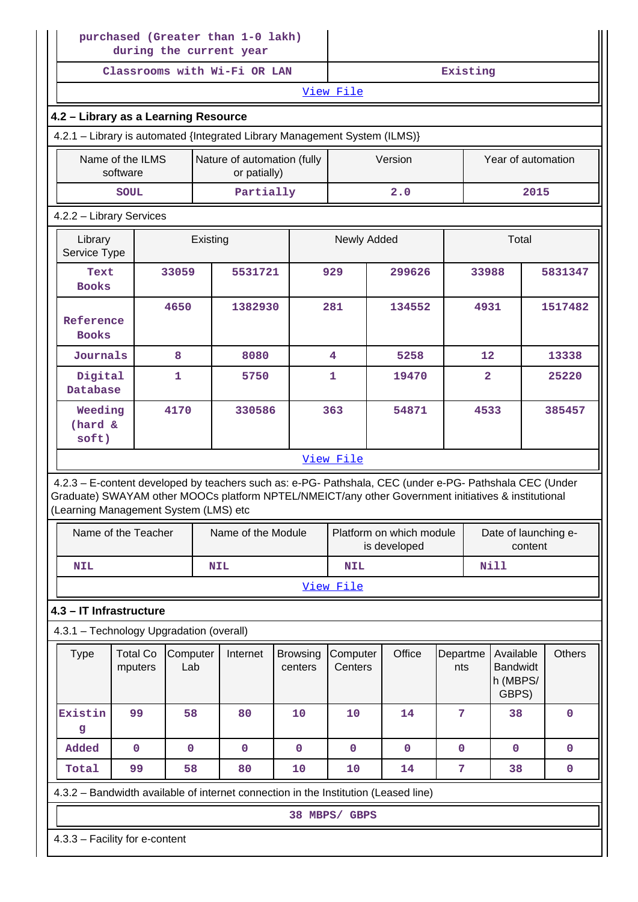| purchased (Greater than 1-0 lakh) during the current year | |
|---|---|
| Classrooms with Wi-Fi OR LAN | Existing |

View File

### 4.2 – Library as a Learning Resource

4.2.1 – Library is automated {Integrated Library Management System (ILMS)}

| Name of the ILMS software | Nature of automation (fully or patially) | Version | Year of automation |
|---|---|---|---|
| SOUL | Partially | 2.0 | 2015 |

4.2.2 – Library Services

| Library Service Type | Existing | | Newly Added | | Total | |
|---|---|---|---|---|---|---|
| Text Books | 33059 | 5531721 | 929 | 299626 | 33988 | 5831347 |
| Reference Books | 4650 | 1382930 | 281 | 134552 | 4931 | 1517482 |
| Journals | 8 | 8080 | 4 | 5258 | 12 | 13338 |
| Digital Database | 1 | 5750 | 1 | 19470 | 2 | 25220 |
| Weeding (hard & soft) | 4170 | 330586 | 363 | 54871 | 4533 | 385457 |

View File

4.2.3 – E-content developed by teachers such as: e-PG- Pathshala, CEC (under e-PG- Pathshala CEC (Under Graduate) SWAYAM other MOOCs platform NPTEL/NMEICT/any other Government initiatives & institutional (Learning Management System (LMS) etc

| Name of the Teacher | Name of the Module | Platform on which module is developed | Date of launching e-content |
|---|---|---|---|
| NIL | NIL | NIL | Nill |

View File

### 4.3 – IT Infrastructure

4.3.1 – Technology Upgradation (overall)

| Type | Total Computers | Computer Lab | Internet | Browsing centers | Computer Centers | Office | Departments | Available Bandwidth (MBPS/ GBPS) | Others |
|---|---|---|---|---|---|---|---|---|---|
| Existing | 99 | 58 | 80 | 10 | 10 | 14 | 7 | 38 | 0 |
| Added | 0 | 0 | 0 | 0 | 0 | 0 | 0 | 0 | 0 |
| Total | 99 | 58 | 80 | 10 | 10 | 14 | 7 | 38 | 0 |

4.3.2 – Bandwidth available of internet connection in the Institution (Leased line)

38 MBPS/ GBPS

4.3.3 – Facility for e-content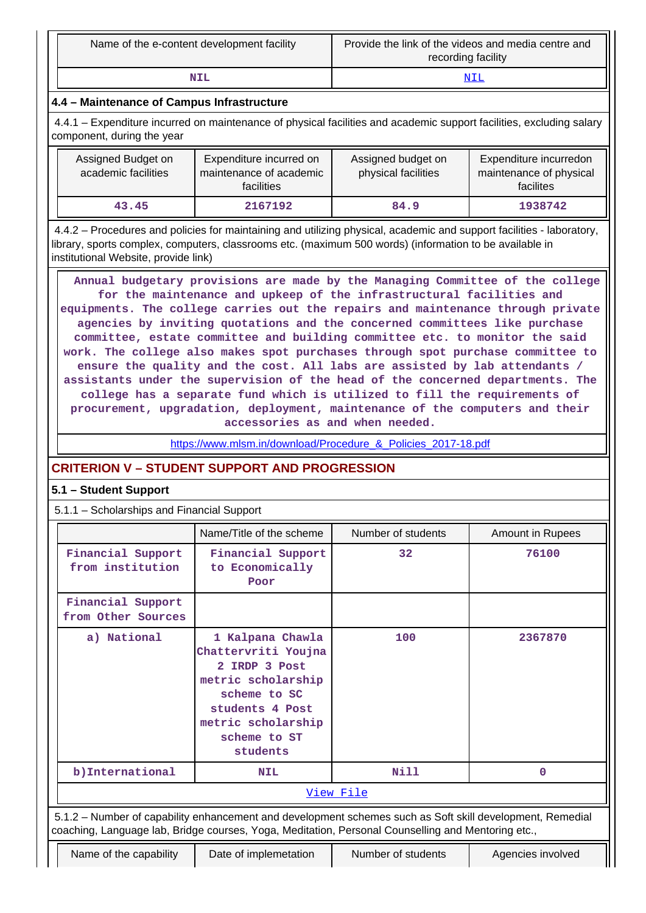| Name of the e-content development facility | Provide the link of the videos and media centre and recording facility |
|---|---|
| NIL | NIL |

### 4.4 – Maintenance of Campus Infrastructure

4.4.1 – Expenditure incurred on maintenance of physical facilities and academic support facilities, excluding salary component, during the year

| Assigned Budget on academic facilities | Expenditure incurred on maintenance of academic facilities | Assigned budget on physical facilities | Expenditure incurredon maintenance of physical facilites |
|---|---|---|---|
| 43.45 | 2167192 | 84.9 | 1938742 |

4.4.2 – Procedures and policies for maintaining and utilizing physical, academic and support facilities - laboratory, library, sports complex, computers, classrooms etc. (maximum 500 words) (information to be available in institutional Website, provide link)

Annual budgetary provisions are made by the Managing Committee of the college for the maintenance and upkeep of the infrastructural facilities and equipments. The college carries out the repairs and maintenance through private agencies by inviting quotations and the concerned committees like purchase committee, estate committee and building committee etc. to monitor the said work. The college also makes spot purchases through spot purchase committee to ensure the quality and the cost. All labs are assisted by lab attendants / assistants under the supervision of the head of the concerned departments. The college has a separate fund which is utilized to fill the requirements of procurement, upgradation, deployment, maintenance of the computers and their accessories as and when needed.

https://www.mlsm.in/download/Procedure_&_Policies_2017-18.pdf

## CRITERION V – STUDENT SUPPORT AND PROGRESSION

### 5.1 – Student Support

5.1.1 – Scholarships and Financial Support

| | Name/Title of the scheme | Number of students | Amount in Rupees |
|---|---|---|---|
| Financial Support from institution | Financial Support to Economically Poor | 32 | 76100 |
| Financial Support from Other Sources | | | |
| a) National | 1 Kalpana Chawla Chattervriti Youjna 2 IRDP 3 Post metric scholarship scheme to SC students 4 Post metric scholarship scheme to ST students | 100 | 2367870 |
| b)International | NIL | Nill | 0 |
| View File | | | |

5.1.2 – Number of capability enhancement and development schemes such as Soft skill development, Remedial coaching, Language lab, Bridge courses, Yoga, Meditation, Personal Counselling and Mentoring etc.,

| Name of the capability | Date of implemetation | Number of students | Agencies involved |
|---|---|---|---|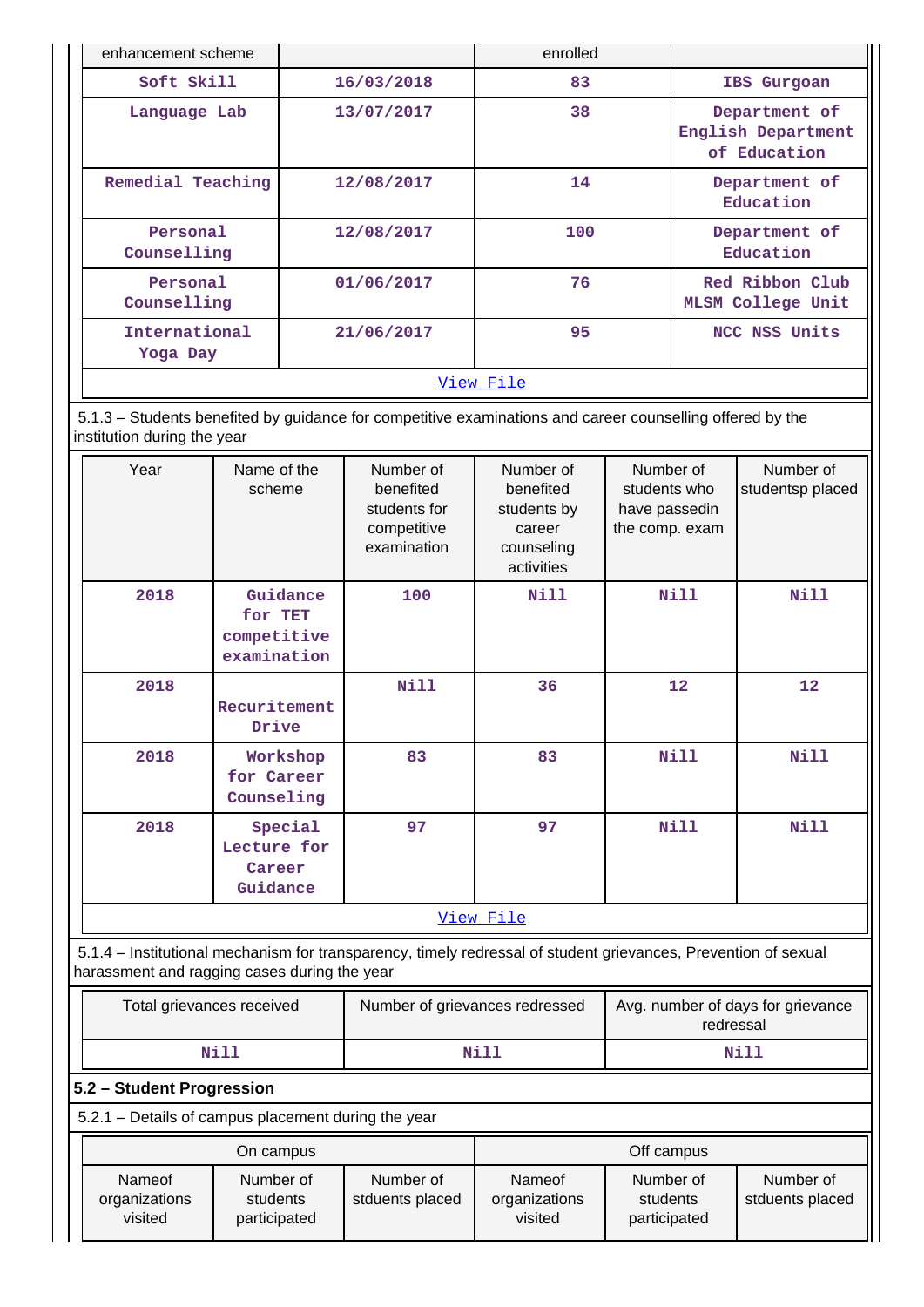| enhancement scheme | | enrolled | |
|---|---|---|---|
| Soft Skill | 16/03/2018 | 83 | IBS Gurgoan |
| Language Lab | 13/07/2017 | 38 | Department of English Department of Education |
| Remedial Teaching | 12/08/2017 | 14 | Department of Education |
| Personal Counselling | 12/08/2017 | 100 | Department of Education |
| Personal Counselling | 01/06/2017 | 76 | Red Ribbon Club MLSM College Unit |
| International Yoga Day | 21/06/2017 | 95 | NCC NSS Units |
| View File | | | |

5.1.3 – Students benefited by guidance for competitive examinations and career counselling offered by the institution during the year

| Year | Name of the scheme | Number of benefited students for competitive examination | Number of benefited students by career counseling activities | Number of students who have passedin the comp. exam | Number of studentsp placed |
|---|---|---|---|---|---|
| 2018 | Guidance for TET competitive examination | 100 | Nill | Nill | Nill |
| 2018 | Recuritement Drive | Nill | 36 | 12 | 12 |
| 2018 | Workshop for Career Counseling | 83 | 83 | Nill | Nill |
| 2018 | Special Lecture for Career Guidance | 97 | 97 | Nill | Nill |
| View File | | | | | |

5.1.4 – Institutional mechanism for transparency, timely redressal of student grievances, Prevention of sexual harassment and ragging cases during the year

| Total grievances received | Number of grievances redressed | Avg. number of days for grievance redressal |
|---|---|---|
| Nill | Nill | Nill |

**5.2 – Student Progression**

5.2.1 – Details of campus placement during the year

| On campus | | | Off campus | | |
|---|---|---|---|---|---|
| Nameof organizations visited | Number of students participated | Number of stduents placed | Nameof organizations visited | Number of students participated | Number of stduents placed |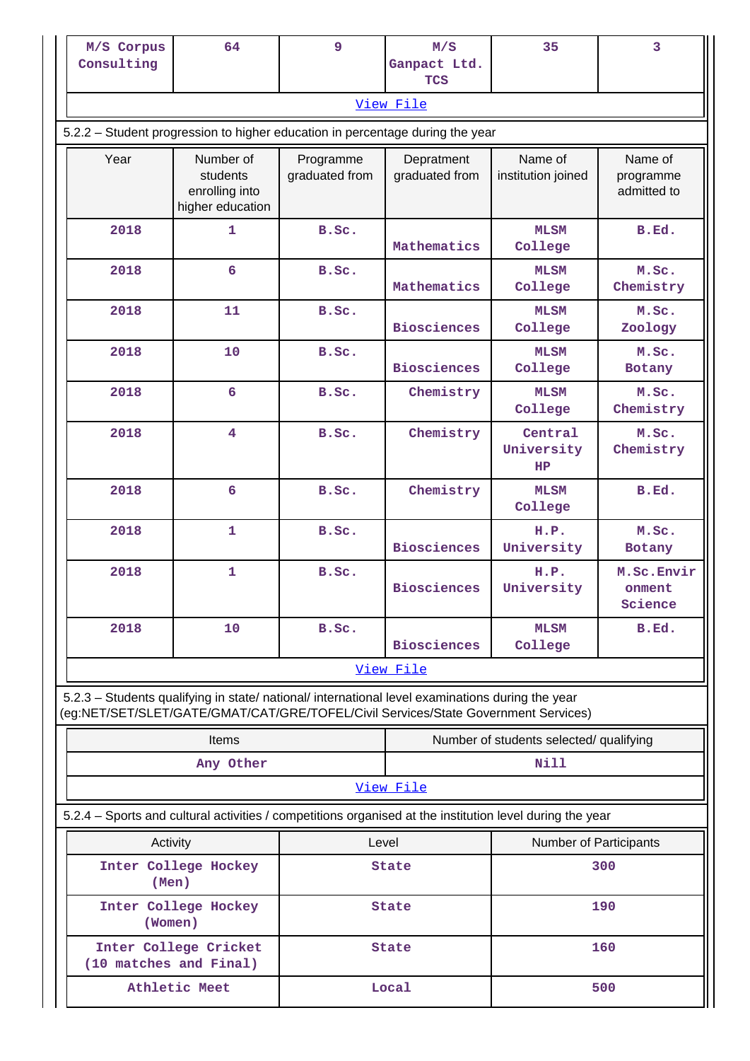| M/S Corpus Consulting | 64 | 9 | M/S Ganpact Ltd. TCS | 35 | 3 |
|---|---|---|---|---|---|

View File

5.2.2 – Student progression to higher education in percentage during the year

| Year | Number of students enrolling into higher education | Programme graduated from | Depratment graduated from | Name of institution joined | Name of programme admitted to |
|---|---|---|---|---|---|
| 2018 | 1 | B.Sc. | Mathematics | MLSM College | B.Ed. |
| 2018 | 6 | B.Sc. | Mathematics | MLSM College | M.Sc. Chemistry |
| 2018 | 11 | B.Sc. | Biosciences | MLSM College | M.Sc. Zoology |
| 2018 | 10 | B.Sc. | Biosciences | MLSM College | M.Sc. Botany |
| 2018 | 6 | B.Sc. | Chemistry | MLSM College | M.Sc. Chemistry |
| 2018 | 4 | B.Sc. | Chemistry | Central University HP | M.Sc. Chemistry |
| 2018 | 6 | B.Sc. | Chemistry | MLSM College | B.Ed. |
| 2018 | 1 | B.Sc. | Biosciences | H.P. University | M.Sc. Botany |
| 2018 | 1 | B.Sc. | Biosciences | H.P. University | M.Sc.Environment Science |
| 2018 | 10 | B.Sc. | Biosciences | MLSM College | B.Ed. |

View File

5.2.3 – Students qualifying in state/ national/ international level examinations during the year (eg:NET/SET/SLET/GATE/GMAT/CAT/GRE/TOFEL/Civil Services/State Government Services)

| Items | Number of students selected/ qualifying |
|---|---|
| Any Other | Nill |

View File

5.2.4 – Sports and cultural activities / competitions organised at the institution level during the year

| Activity | Level | Number of Participants |
|---|---|---|
| Inter College Hockey (Men) | State | 300 |
| Inter College Hockey (Women) | State | 190 |
| Inter College Cricket (10 matches and Final) | State | 160 |
| Athletic Meet | Local | 500 |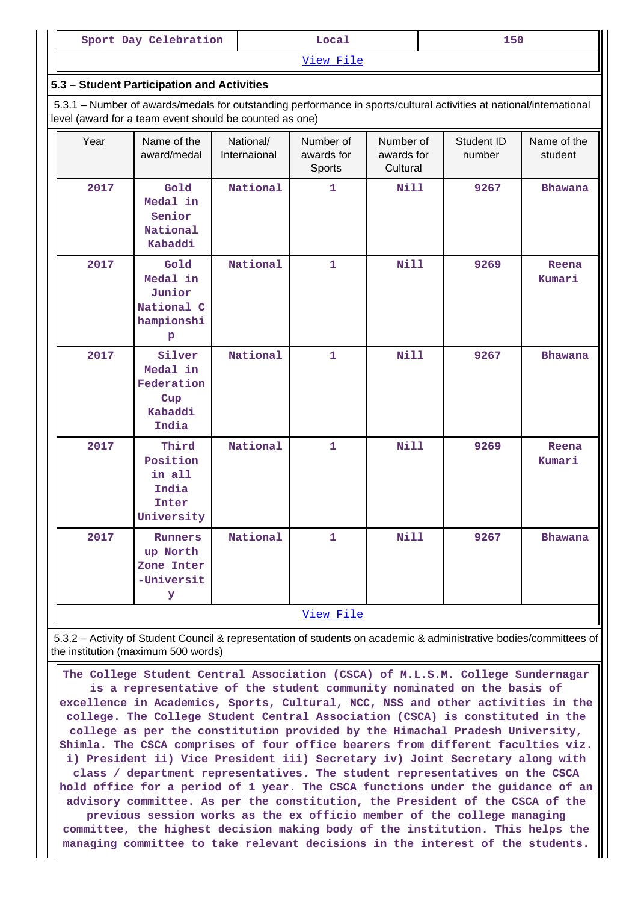| Sport Day Celebration | Local | 150 |
|---|---|---|
| View File | | |

### 5.3 – Student Participation and Activities

5.3.1 – Number of awards/medals for outstanding performance in sports/cultural activities at national/international level (award for a team event should be counted as one)

| Year | Name of the award/medal | National/ Internaional | Number of awards for Sports | Number of awards for Cultural | Student ID number | Name of the student |
|---|---|---|---|---|---|---|
| 2017 | Gold Medal in Senior National Kabaddi | National | 1 | Nill | 9267 | Bhawana |
| 2017 | Gold Medal in Junior National Championship | National | 1 | Nill | 9269 | Reena Kumari |
| 2017 | Silver Medal in Federation Cup Kabaddi India | National | 1 | Nill | 9267 | Bhawana |
| 2017 | Third Position in all India Inter University | National | 1 | Nill | 9269 | Reena Kumari |
| 2017 | Runners up North Zone Inter-University | National | 1 | Nill | 9267 | Bhawana |
| View File | | | | | | |

5.3.2 – Activity of Student Council & representation of students on academic & administrative bodies/committees of the institution (maximum 500 words)

The College Student Central Association (CSCA) of M.L.S.M. College Sundernagar is a representative of the student community nominated on the basis of excellence in Academics, Sports, Cultural, NCC, NSS and other activities in the college. The College Student Central Association (CSCA) is constituted in the college as per the constitution provided by the Himachal Pradesh University, Shimla. The CSCA comprises of four office bearers from different faculties viz. i) President ii) Vice President iii) Secretary iv) Joint Secretary along with class / department representatives. The student representatives on the CSCA hold office for a period of 1 year. The CSCA functions under the guidance of an advisory committee. As per the constitution, the President of the CSCA of the previous session works as the ex officio member of the college managing committee, the highest decision making body of the institution. This helps the managing committee to take relevant decisions in the interest of the students.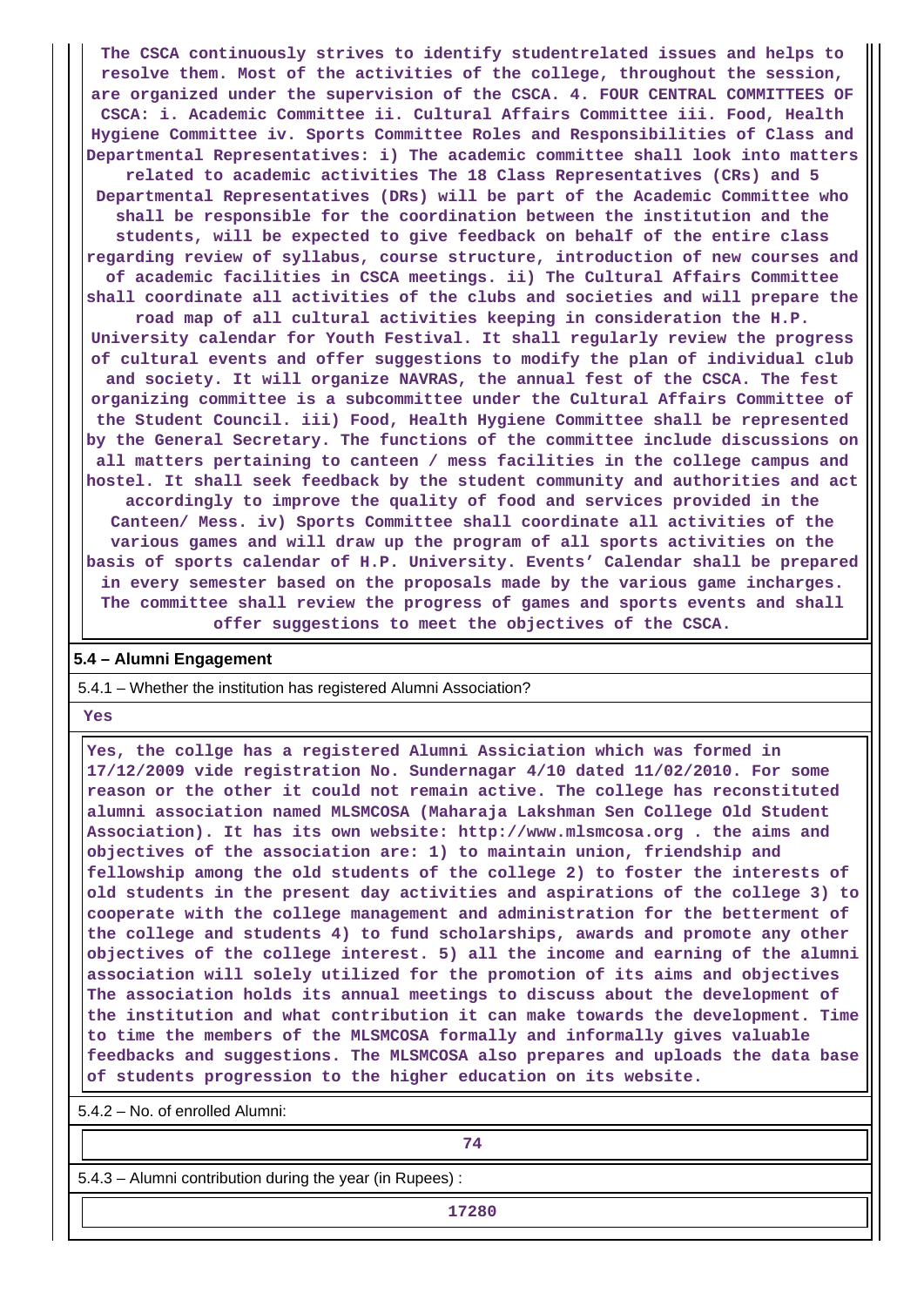**The CSCA continuously strives to identify studentrelated issues and helps to resolve them. Most of the activities of the college, throughout the session, are organized under the supervision of the CSCA. 4. FOUR CENTRAL COMMITTEES OF CSCA: i. Academic Committee ii. Cultural Affairs Committee iii. Food, Health Hygiene Committee iv. Sports Committee Roles and Responsibilities of Class and Departmental Representatives: i) The academic committee shall look into matters related to academic activities The 18 Class Representatives (CRs) and 5 Departmental Representatives (DRs) will be part of the Academic Committee who shall be responsible for the coordination between the institution and the students, will be expected to give feedback on behalf of the entire class regarding review of syllabus, course structure, introduction of new courses and of academic facilities in CSCA meetings. ii) The Cultural Affairs Committee shall coordinate all activities of the clubs and societies and will prepare the road map of all cultural activities keeping in consideration the H.P. University calendar for Youth Festival. It shall regularly review the progress of cultural events and offer suggestions to modify the plan of individual club and society. It will organize NAVRAS, the annual fest of the CSCA. The fest organizing committee is a subcommittee under the Cultural Affairs Committee of the Student Council. iii) Food, Health Hygiene Committee shall be represented by the General Secretary. The functions of the committee include discussions on all matters pertaining to canteen / mess facilities in the college campus and hostel. It shall seek feedback by the student community and authorities and act accordingly to improve the quality of food and services provided in the Canteen/ Mess. iv) Sports Committee shall coordinate all activities of the various games and will draw up the program of all sports activities on the basis of sports calendar of H.P. University. Events' Calendar shall be prepared in every semester based on the proposals made by the various game incharges. The committee shall review the progress of games and sports events and shall offer suggestions to meet the objectives of the CSCA.**

## 5.4 – Alumni Engagement

5.4.1 – Whether the institution has registered Alumni Association?

**Yes**

**Yes, the collge has a registered Alumni Associiation which was formed in 17/12/2009 vide registration No. Sundernagar 4/10 dated 11/02/2010. For some reason or the other it could not remain active. The college has reconstituted alumni association named MLSMCOSA (Maharaja Lakshman Sen College Old Student Association). It has its own website: http://www.mlsmcosa.org . the aims and objectives of the association are: 1) to maintain union, friendship and fellowship among the old students of the college 2) to foster the interests of old students in the present day activities and aspirations of the college 3) to cooperate with the college management and administration for the betterment of the college and students 4) to fund scholarships, awards and promote any other objectives of the college interest. 5) all the income and earning of the alumni association will solely utilized for the promotion of its aims and objectives The association holds its annual meetings to discuss about the development of the institution and what contribution it can make towards the development. Time to time the members of the MLSMCOSA formally and informally gives valuable feedbacks and suggestions. The MLSMCOSA also prepares and uploads the data base of students progression to the higher education on its website.**

5.4.2 – No. of enrolled Alumni:

**74**

5.4.3 – Alumni contribution during the year (in Rupees) :

**17280**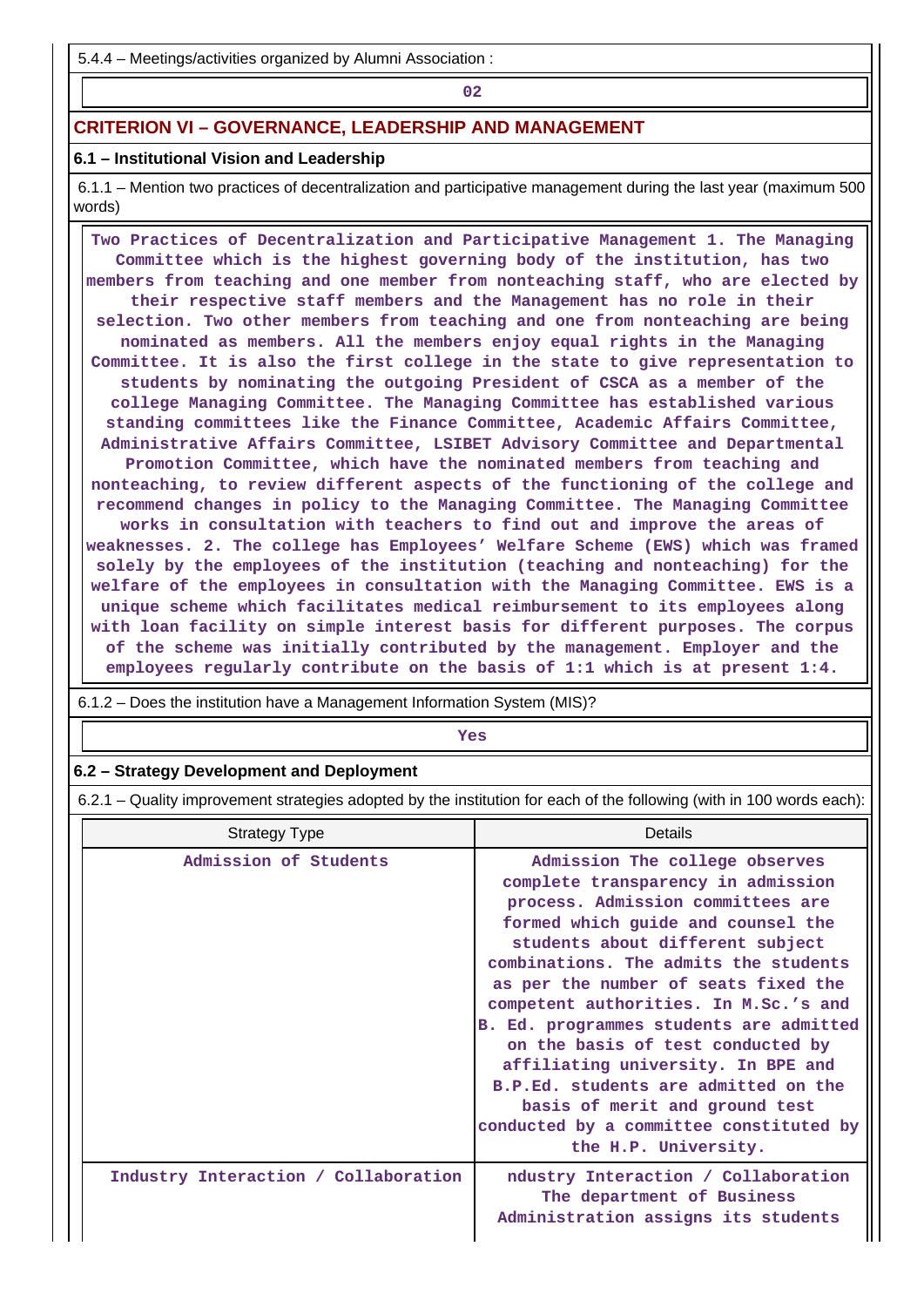5.4.4 – Meetings/activities organized by Alumni Association :

02

## CRITERION VI – GOVERNANCE, LEADERSHIP AND MANAGEMENT

### 6.1 – Institutional Vision and Leadership

6.1.1 – Mention two practices of decentralization and participative management during the last year (maximum 500 words)

Two Practices of Decentralization and Participative Management 1. The Managing Committee which is the highest governing body of the institution, has two members from teaching and one member from nonteaching staff, who are elected by their respective staff members and the Management has no role in their selection. Two other members from teaching and one from nonteaching are being nominated as members. All the members enjoy equal rights in the Managing Committee. It is also the first college in the state to give representation to students by nominating the outgoing President of CSCA as a member of the college Managing Committee. The Managing Committee has established various standing committees like the Finance Committee, Academic Affairs Committee, Administrative Affairs Committee, LSIBET Advisory Committee and Departmental Promotion Committee, which have the nominated members from teaching and nonteaching, to review different aspects of the functioning of the college and recommend changes in policy to the Managing Committee. The Managing Committee works in consultation with teachers to find out and improve the areas of weaknesses. 2. The college has Employees' Welfare Scheme (EWS) which was framed solely by the employees of the institution (teaching and nonteaching) for the welfare of the employees in consultation with the Managing Committee. EWS is a unique scheme which facilitates medical reimbursement to its employees along with loan facility on simple interest basis for different purposes. The corpus of the scheme was initially contributed by the management. Employer and the employees regularly contribute on the basis of 1:1 which is at present 1:4.

6.1.2 – Does the institution have a Management Information System (MIS)?

Yes

### 6.2 – Strategy Development and Deployment

6.2.1 – Quality improvement strategies adopted by the institution for each of the following (with in 100 words each):

| Strategy Type | Details |
|---|---|
| Admission of Students | Admission The college observes complete transparency in admission process. Admission committees are formed which guide and counsel the students about different subject combinations. The admits the students as per the number of seats fixed the competent authorities. In M.Sc.'s and B. Ed. programmes students are admitted on the basis of test conducted by affiliating university. In BPE and B.P.Ed. students are admitted on the basis of merit and ground test conducted by a committee constituted by the H.P. University. |
| Industry Interaction / Collaboration | ndustry Interaction / Collaboration The department of Business Administration assigns its students |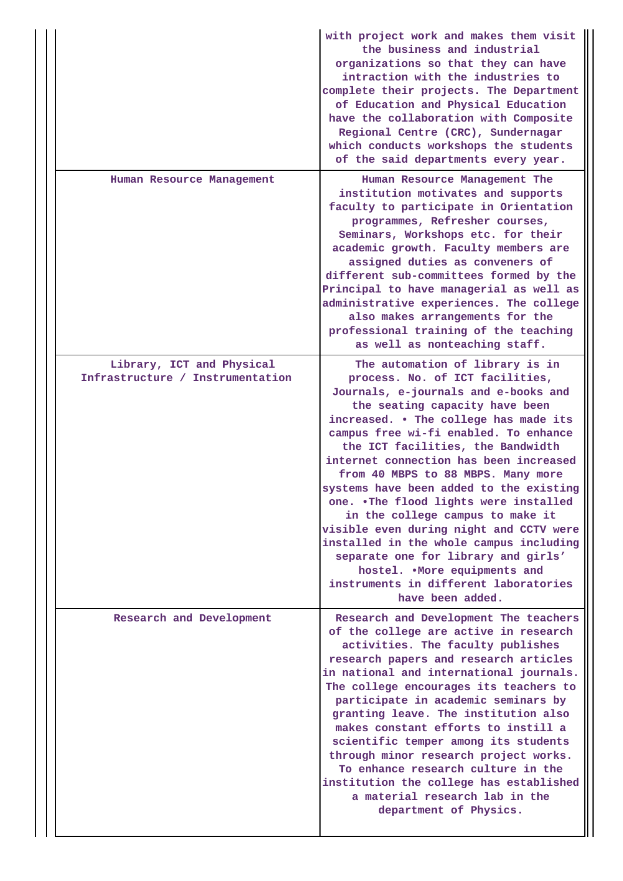|  |  |
|---|---|
|  | with project work and makes them visit the business and industrial organizations so that they can have intraction with the industries to complete their projects. The Department of Education and Physical Education have the collaboration with Composite Regional Centre (CRC), Sundernagar which conducts workshops the students of the said departments every year. |
| Human Resource Management | Human Resource Management The institution motivates and supports faculty to participate in Orientation programmes, Refresher courses, Seminars, Workshops etc. for their academic growth. Faculty members are assigned duties as conveners of different sub-committees formed by the Principal to have managerial as well as administrative experiences. The college also makes arrangements for the professional training of the teaching as well as nonteaching staff. |
| Library, ICT and Physical Infrastructure / Instrumentation | The automation of library is in process. No. of ICT facilities, Journals, e-journals and e-books and the seating capacity have been increased. • The college has made its campus free wi-fi enabled. To enhance the ICT facilities, the Bandwidth internet connection has been increased from 40 MBPS to 88 MBPS. Many more systems have been added to the existing one. •The flood lights were installed in the college campus to make it visible even during night and CCTV were installed in the whole campus including separate one for library and girls' hostel. •More equipments and instruments in different laboratories have been added. |
| Research and Development | Research and Development The teachers of the college are active in research activities. The faculty publishes research papers and research articles in national and international journals. The college encourages its teachers to participate in academic seminars by granting leave. The institution also makes constant efforts to instill a scientific temper among its students through minor research project works. To enhance research culture in the institution the college has established a material research lab in the department of Physics. |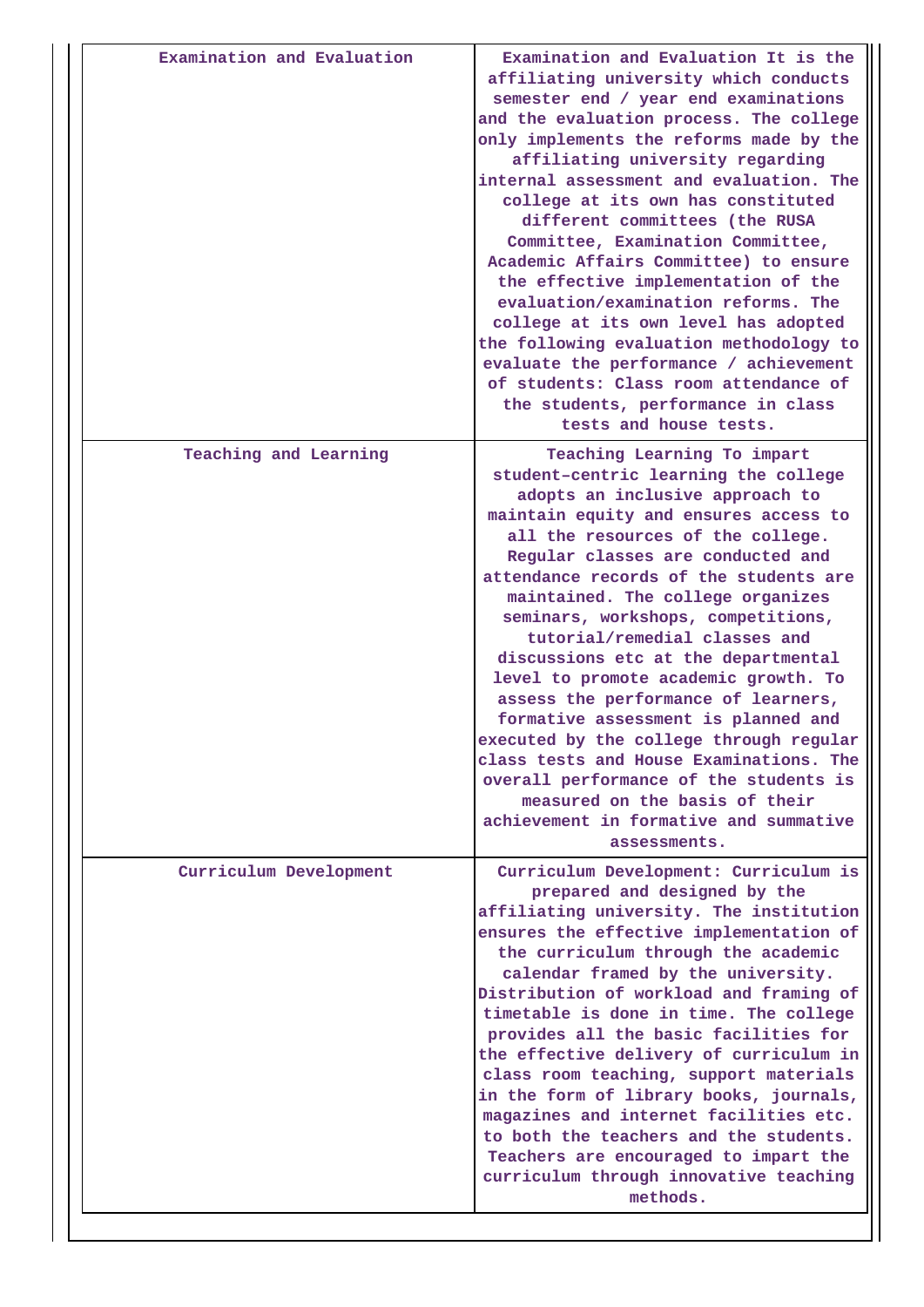| Examination and Evaluation | Examination and Evaluation It is the affiliating university which conducts semester end / year end examinations and the evaluation process. The college only implements the reforms made by the affiliating university regarding internal assessment and evaluation. The college at its own has constituted different committees (the RUSA Committee, Examination Committee, Academic Affairs Committee) to ensure the effective implementation of the evaluation/examination reforms. The college at its own level has adopted the following evaluation methodology to evaluate the performance / achievement of students: Class room attendance of the students, performance in class tests and house tests. |
|---|---|
| Teaching and Learning | Teaching Learning To impart student–centric learning the college adopts an inclusive approach to maintain equity and ensures access to all the resources of the college. Regular classes are conducted and attendance records of the students are maintained. The college organizes seminars, workshops, competitions, tutorial/remedial classes and discussions etc at the departmental level to promote academic growth. To assess the performance of learners, formative assessment is planned and executed by the college through regular class tests and House Examinations. The overall performance of the students is measured on the basis of their achievement in formative and summative assessments. |
| Curriculum Development | Curriculum Development: Curriculum is prepared and designed by the affiliating university. The institution ensures the effective implementation of the curriculum through the academic calendar framed by the university. Distribution of workload and framing of timetable is done in time. The college provides all the basic facilities for the effective delivery of curriculum in class room teaching, support materials in the form of library books, journals, magazines and internet facilities etc. to both the teachers and the students. Teachers are encouraged to impart the curriculum through innovative teaching methods. |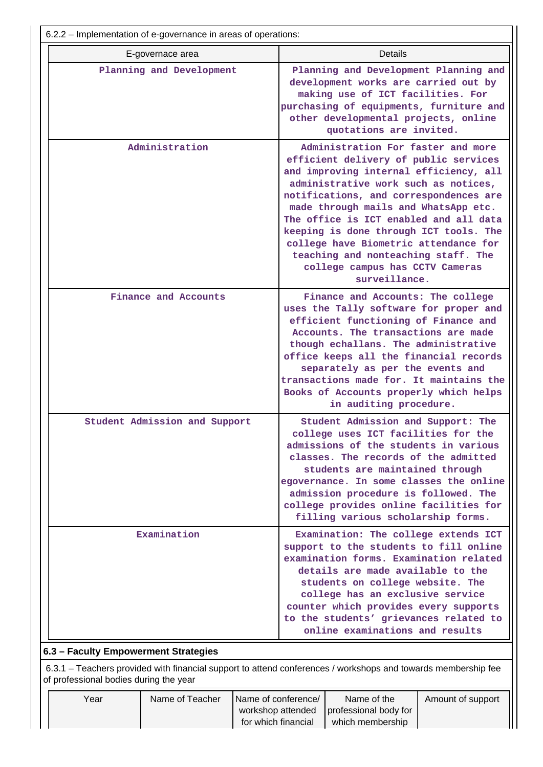6.2.2 – Implementation of e-governance in areas of operations:

| E-governace area | Details |
|---|---|
| Planning and Development | Planning and Development Planning and development works are carried out by making use of ICT facilities. For purchasing of equipments, furniture and other developmental projects, online quotations are invited. |
| Administration | Administration For faster and more efficient delivery of public services and improving internal efficiency, all administrative work such as notices, notifications, and correspondences are made through mails and WhatsApp etc. The office is ICT enabled and all data keeping is done through ICT tools. The college have Biometric attendance for teaching and nonteaching staff. The college campus has CCTV Cameras surveillance. |
| Finance and Accounts | Finance and Accounts: The college uses the Tally software for proper and efficient functioning of Finance and Accounts. The transactions are made though echallans. The administrative office keeps all the financial records separately as per the events and transactions made for. It maintains the Books of Accounts properly which helps in auditing procedure. |
| Student Admission and Support | Student Admission and Support: The college uses ICT facilities for the admissions of the students in various classes. The records of the admitted students are maintained through egovernance. In some classes the online admission procedure is followed. The college provides online facilities for filling various scholarship forms. |
| Examination | Examination: The college extends ICT support to the students to fill online examination forms. Examination related details are made available to the students on college website. The college has an exclusive service counter which provides every supports to the students' grievances related to online examinations and results |

### 6.3 – Faculty Empowerment Strategies

6.3.1 – Teachers provided with financial support to attend conferences / workshops and towards membership fee of professional bodies during the year

| Year | Name of Teacher | Name of conference/ workshop attended for which financial | Name of the professional body for which membership | Amount of support |
|---|---|---|---|---|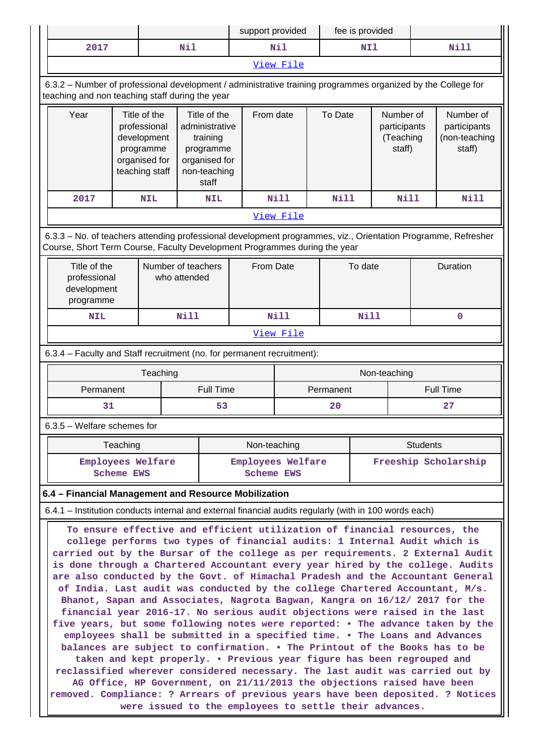|  |  | support provided | fee is provided |  |
|---|---|---|---|---|
| 2017 | Nil | Nil | NIl | Nill |

[View File]

6.3.2 – Number of professional development / administrative training programmes organized by the College for teaching and non teaching staff during the year

| Year | Title of the professional development programme organised for teaching staff | Title of the administrative training programme organised for non-teaching staff | From date | To Date | Number of participants (Teaching staff) | Number of participants (non-teaching staff) |
|---|---|---|---|---|---|---|
| 2017 | NIL | NIL | Nill | Nill | Nill | Nill |

[View File]

6.3.3 – No. of teachers attending professional development programmes, viz., Orientation Programme, Refresher Course, Short Term Course, Faculty Development Programmes during the year

| Title of the professional development programme | Number of teachers who attended | From Date | To date | Duration |
|---|---|---|---|---|
| NIL | Nill | Nill | Nill | 0 |

[View File]

6.3.4 – Faculty and Staff recruitment (no. for permanent recruitment):

| Teaching | | Non-teaching | |
|---|---|---|---|
| Permanent | Full Time | Permanent | Full Time |
| 31 | 53 | 20 | 27 |

6.3.5 – Welfare schemes for

| Teaching | Non-teaching | Students |
|---|---|---|
| Employees Welfare Scheme EWS | Employees Welfare Scheme EWS | Freeship Scholarship |

**6.4 – Financial Management and Resource Mobilization**

6.4.1 – Institution conducts internal and external financial audits regularly (with in 100 words each)

To ensure effective and efficient utilization of financial resources, the college performs two types of financial audits: 1 Internal Audit which is carried out by the Bursar of the college as per requirements. 2 External Audit is done through a Chartered Accountant every year hired by the college. Audits are also conducted by the Govt. of Himachal Pradesh and the Accountant General of India. Last audit was conducted by the college Chartered Accountant, M/s. Bhanot, Sapan and Associates, Nagrota Bagwan, Kangra on 16/12/ 2017 for the financial year 2016-17. No serious audit objections were raised in the last five years, but some following notes were reported: • The advance taken by the employees shall be submitted in a specified time. • The Loans and Advances balances are subject to confirmation. • The Printout of the Books has to be taken and kept properly. • Previous year figure has been regrouped and reclassified wherever considered necessary. The last audit was carried out by AG Office, HP Government, on 21/11/2013 the objections raised have been removed. Compliance: ? Arrears of previous years have been deposited. ? Notices were issued to the employees to settle their advances.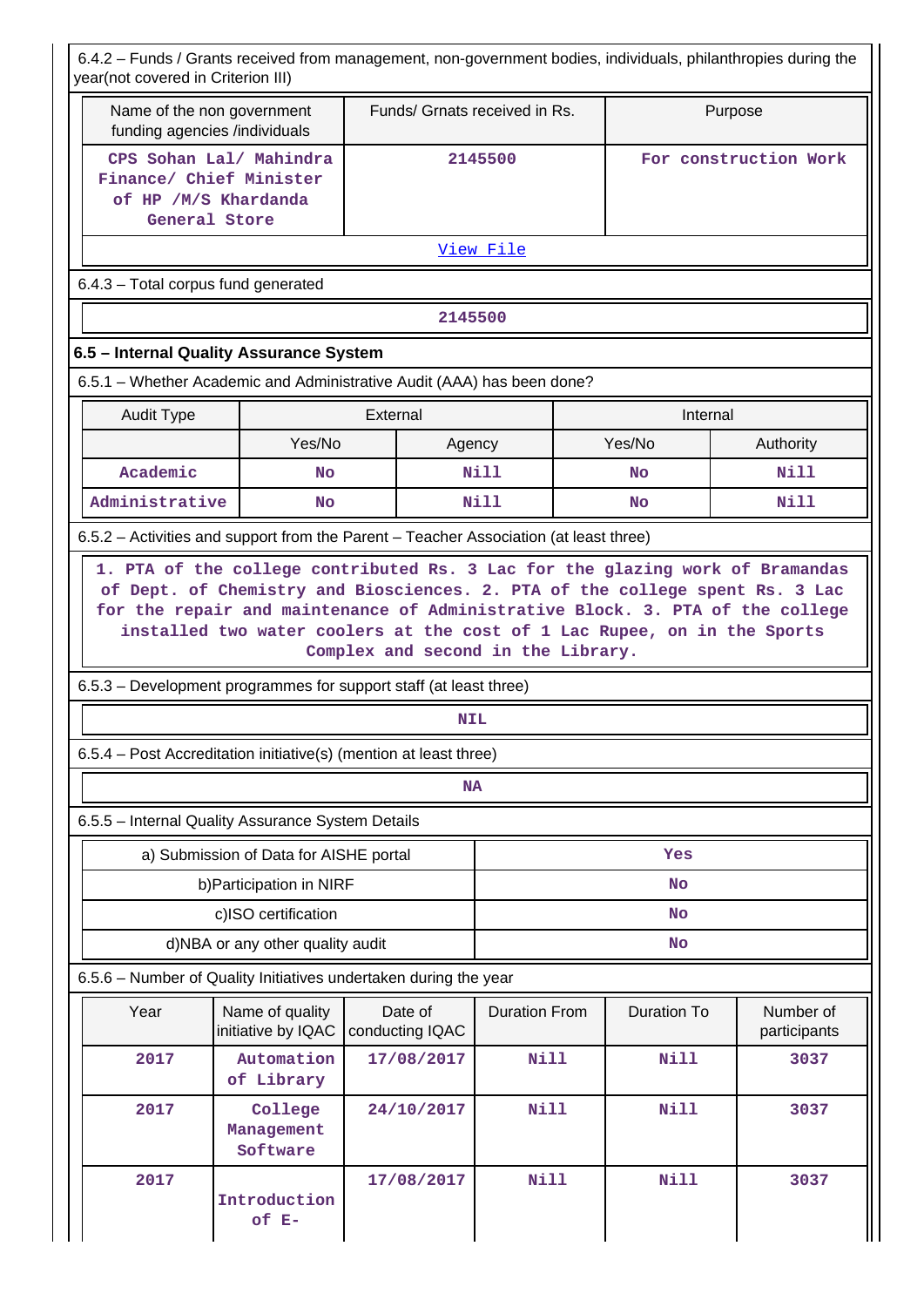6.4.2 – Funds / Grants received from management, non-government bodies, individuals, philanthropies during the year(not covered in Criterion III)

| Name of the non government funding agencies /individuals | Funds/ Grnats received in Rs. | Purpose |
|---|---|---|
| CPS Sohan Lal/ Mahindra Finance/ Chief Minister of HP /M/S Khardanda General Store | 2145500 | For construction Work |

View File

6.4.3 – Total corpus fund generated

| 2145500 |
|---|

**6.5 – Internal Quality Assurance System**

6.5.1 – Whether Academic and Administrative Audit (AAA) has been done?

| Audit Type | External | | Internal | |
|---|---|---|---|---|
| | Yes/No | Agency | Yes/No | Authority |
| Academic | No | Nill | No | Nill |
| Administrative | No | Nill | No | Nill |

6.5.2 – Activities and support from the Parent – Teacher Association (at least three)

1. PTA of the college contributed Rs. 3 Lac for the glazing work of Bramandas of Dept. of Chemistry and Biosciences. 2. PTA of the college spent Rs. 3 Lac for the repair and maintenance of Administrative Block. 3. PTA of the college installed two water coolers at the cost of 1 Lac Rupee, on in the Sports Complex and second in the Library.

6.5.3 – Development programmes for support staff (at least three)

| NIL |
|---|

6.5.4 – Post Accreditation initiative(s) (mention at least three)

| NA |
|---|

6.5.5 – Internal Quality Assurance System Details

| | |
|---|---|
| a) Submission of Data for AISHE portal | Yes |
| b)Participation in NIRF | No |
| c)ISO certification | No |
| d)NBA or any other quality audit | No |

6.5.6 – Number of Quality Initiatives undertaken during the year

| Year | Name of quality initiative by IQAC | Date of conducting IQAC | Duration From | Duration To | Number of participants |
|---|---|---|---|---|---|
| 2017 | Automation of Library | 17/08/2017 | Nill | Nill | 3037 |
| 2017 | College Management Software | 24/10/2017 | Nill | Nill | 3037 |
| 2017 | Introduction of E- | 17/08/2017 | Nill | Nill | 3037 |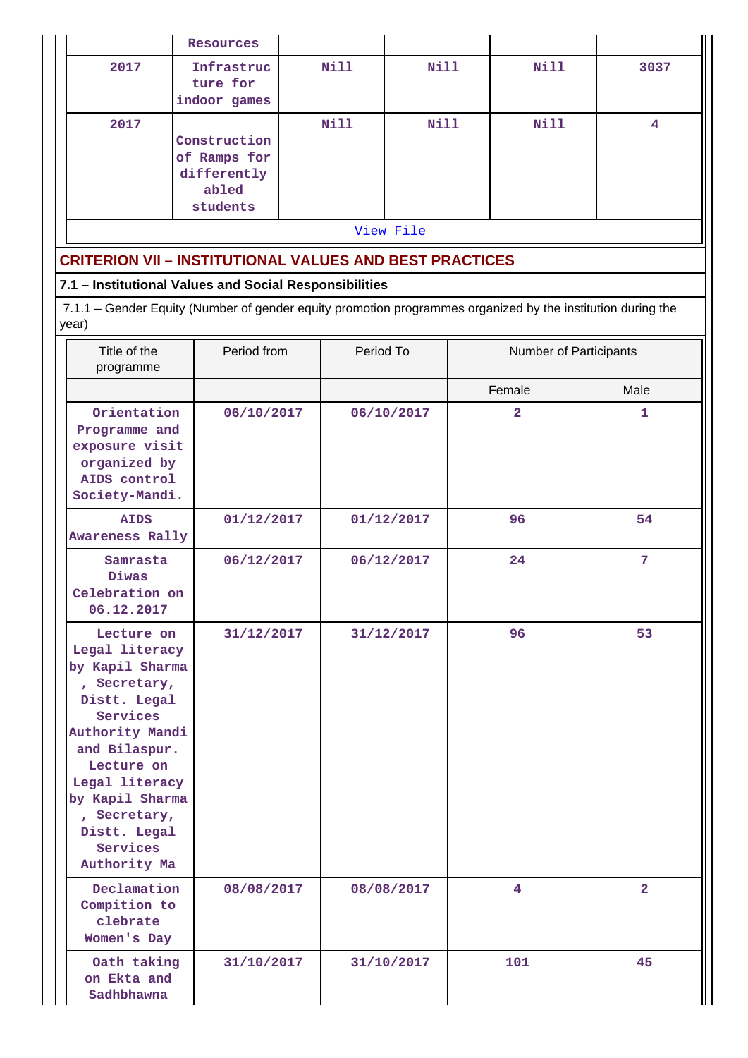| | Resources | | | | |
|---|---|---|---|---|---|
| 2017 | Infrastructure for indoor games | Nill | Nill | Nill | 3037 |
| 2017 | Construction of Ramps for differently abled students | Nill | Nill | Nill | 4 |

View File

## CRITERION VII – INSTITUTIONAL VALUES AND BEST PRACTICES

### 7.1 – Institutional Values and Social Responsibilities

7.1.1 – Gender Equity (Number of gender equity promotion programmes organized by the institution during the year)

| Title of the programme | Period from | Period To | Number of Participants | |
|---|---|---|---|---|
| | | | Female | Male |
| Orientation Programme and exposure visit organized by AIDS control Society-Mandi. | 06/10/2017 | 06/10/2017 | 2 | 1 |
| AIDS Awareness Rally | 01/12/2017 | 01/12/2017 | 96 | 54 |
| Samrasta Diwas Celebration on 06.12.2017 | 06/12/2017 | 06/12/2017 | 24 | 7 |
| Lecture on Legal literacy by Kapil Sharma , Secretary, Distt. Legal Services Authority Mandi and Bilaspur. Lecture on Legal literacy by Kapil Sharma , Secretary, Distt. Legal Services Authority Ma | 31/12/2017 | 31/12/2017 | 96 | 53 |
| Declamation Compition to clebrate Women's Day | 08/08/2017 | 08/08/2017 | 4 | 2 |
| Oath taking on Ekta and Sadhbhawna | 31/10/2017 | 31/10/2017 | 101 | 45 |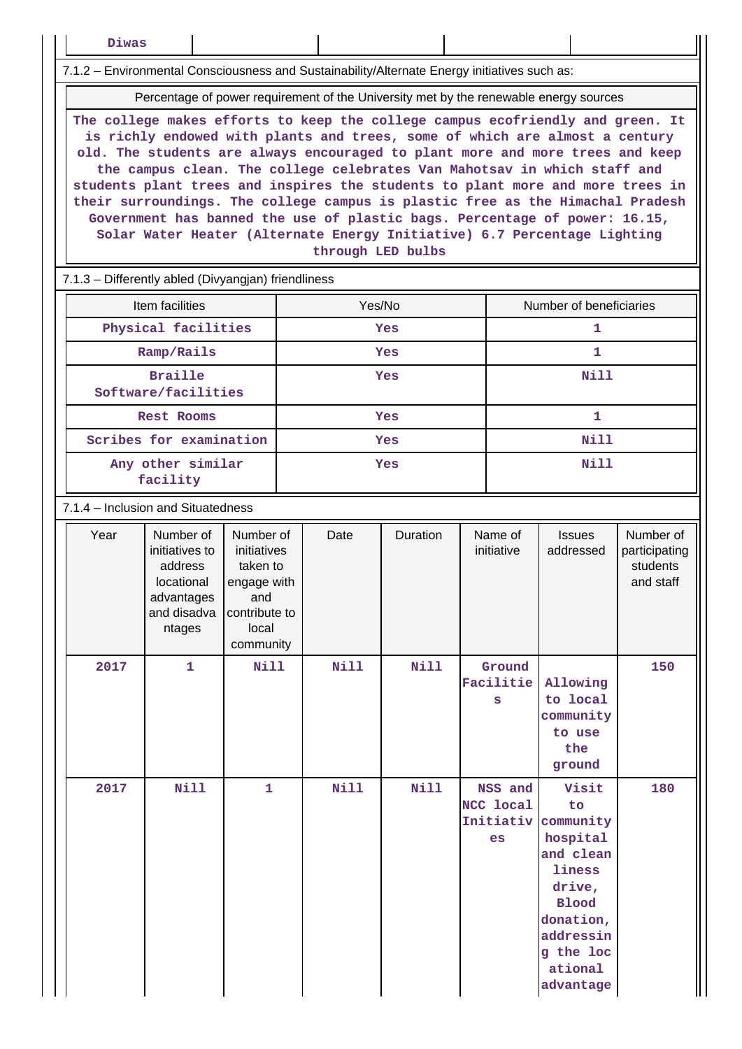| Diwas | | | | |
|---|---|---|---|---|

7.1.2 – Environmental Consciousness and Sustainability/Alternate Energy initiatives such as:

| Percentage of power requirement of the University met by the renewable energy sources |
|---|
| The college makes efforts to keep the college campus ecofriendly and green. It is richly endowed with plants and trees, some of which are almost a century old. The students are always encouraged to plant more and more trees and keep the campus clean. The college celebrates Van Mahotsav in which staff and students plant trees and inspires the students to plant more and more trees in their surroundings. The college campus is plastic free as the Himachal Pradesh Government has banned the use of plastic bags. Percentage of power: 16.15, Solar Water Heater (Alternate Energy Initiative) 6.7 Percentage Lighting through LED bulbs |

7.1.3 – Differently abled (Divyangjan) friendliness

| Item facilities | Yes/No | Number of beneficiaries |
|---|---|---|
| Physical facilities | Yes | 1 |
| Ramp/Rails | Yes | 1 |
| Braille Software/facilities | Yes | Nill |
| Rest Rooms | Yes | 1 |
| Scribes for examination | Yes | Nill |
| Any other similar facility | Yes | Nill |

7.1.4 – Inclusion and Situatedness

| Year | Number of initiatives to address locational advantages and disadvantages | Number of initiatives taken to engage with and contribute to local community | Date | Duration | Name of initiative | Issues addressed | Number of participating students and staff |
|---|---|---|---|---|---|---|---|
| 2017 | 1 | Nill | Nill | Nill | Ground Facilities | Allowing to local community to use the ground | 150 |
| 2017 | Nill | 1 | Nill | Nill | NSS and NCC local Initiatives | Visit to community hospital and cleanliness drive, Blood donation, addressing the locational advantage | 180 |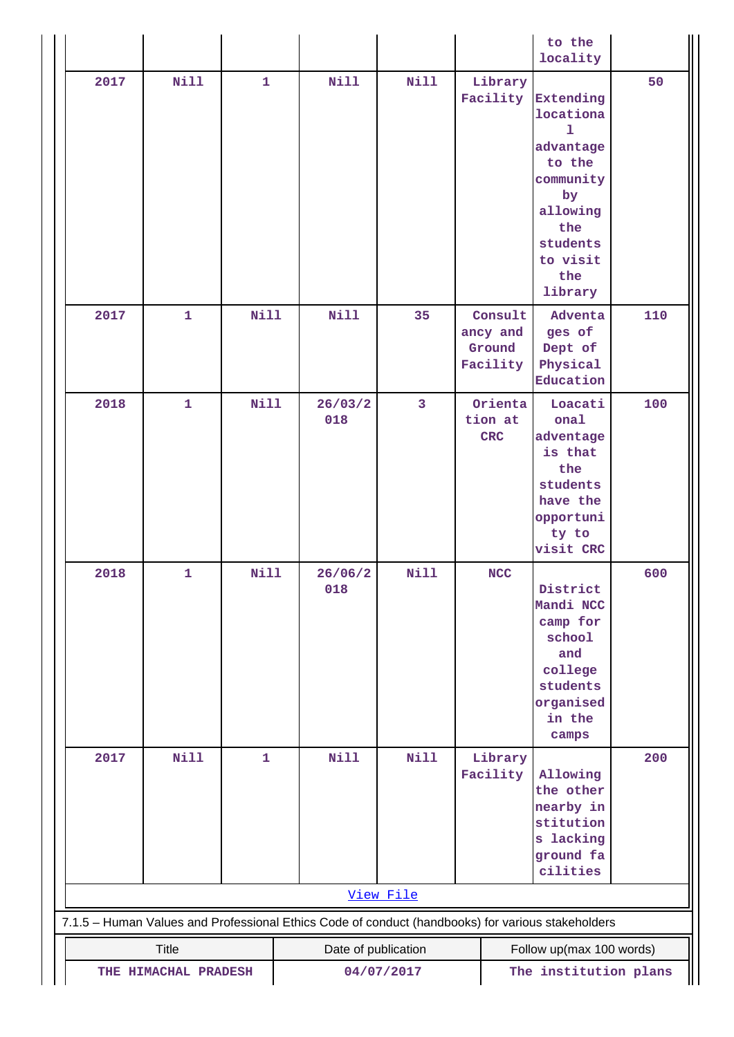| | | | | | | | |
|---|---|---|---|---|---|---|---|
| | | | | | | to the locality | |
| 2017 | Nill | 1 | Nill | Nill | Library Facility | Extending locational advantage to the community by allowing the students to visit the library | 50 |
| 2017 | 1 | Nill | Nill | 35 | Consultancy and Ground Facility | Adventages of Dept of Physical Education | 110 |
| 2018 | 1 | Nill | 26/03/2018 | 3 | Orientation at CRC | Loacational advantage is that the students have the opportunity to visit CRC | 100 |
| 2018 | 1 | Nill | 26/06/2018 | Nill | NCC | District Mandi NCC camp for school and college students organised in the camps | 600 |
| 2017 | Nill | 1 | Nill | Nill | Library Facility | Allowing the other nearby institutions lacking ground facilities | 200 |

[View File]

7.1.5 – Human Values and Professional Ethics Code of conduct (handbooks) for various stakeholders

| Title | Date of publication | Follow up(max 100 words) |
|---|---|---|
| THE HIMACHAL PRADESH | 04/07/2017 | The institution plans |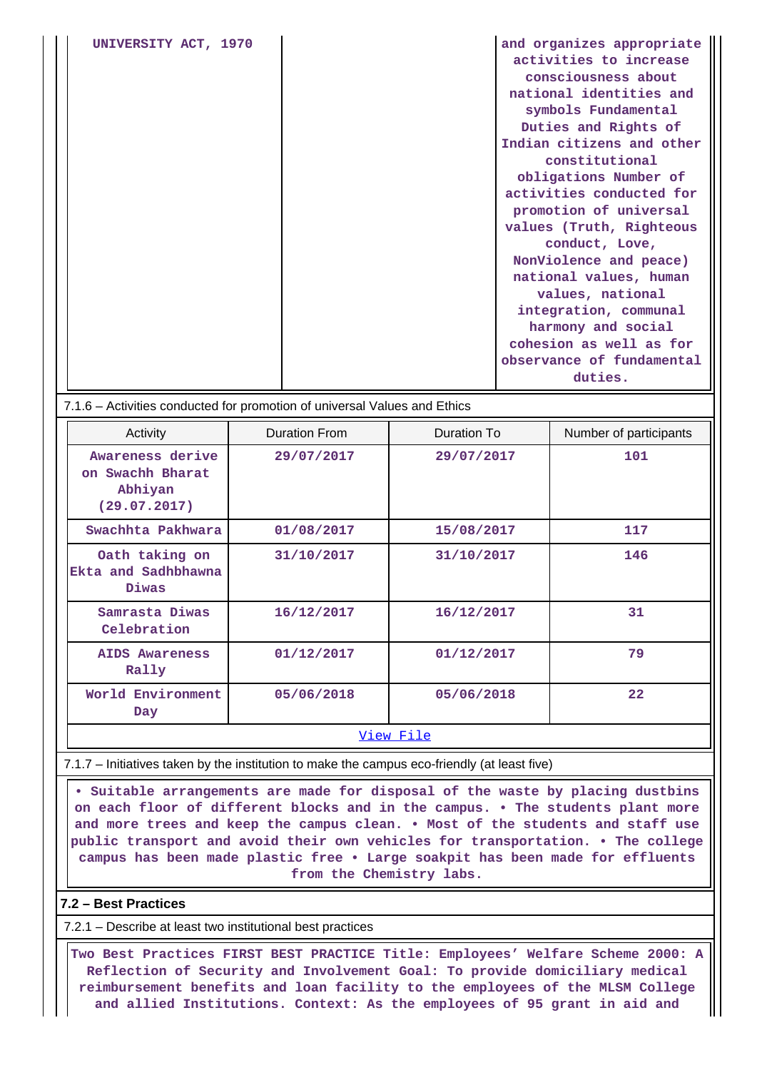| UNIVERSITY ACT, 1970 | | and organizes appropriate activities to increase consciousness about national identities and symbols Fundamental Duties and Rights of Indian citizens and other constitutional obligations Number of activities conducted for promotion of universal values (Truth, Righteous conduct, Love, NonViolence and peace) national values, human values, national integration, communal harmony and social cohesion as well as for observance of fundamental duties. |
|---|---|---|

7.1.6 – Activities conducted for promotion of universal Values and Ethics

| Activity | Duration From | Duration To | Number of participants |
|---|---|---|---|
| Awareness derive on Swachh Bharat Abhiyan (29.07.2017) | 29/07/2017 | 29/07/2017 | 101 |
| Swachhta Pakhwara | 01/08/2017 | 15/08/2017 | 117 |
| Oath taking on Ekta and Sadhbhawna Diwas | 31/10/2017 | 31/10/2017 | 146 |
| Samrasta Diwas Celebration | 16/12/2017 | 16/12/2017 | 31 |
| AIDS Awareness Rally | 01/12/2017 | 01/12/2017 | 79 |
| World Environment Day | 05/06/2018 | 05/06/2018 | 22 |

View File

7.1.7 – Initiatives taken by the institution to make the campus eco-friendly (at least five)

• Suitable arrangements are made for disposal of the waste by placing dustbins on each floor of different blocks and in the campus. • The students plant more and more trees and keep the campus clean. • Most of the students and staff use public transport and avoid their own vehicles for transportation. • The college campus has been made plastic free • Large soakpit has been made for effluents from the Chemistry labs.

## 7.2 – Best Practices

7.2.1 – Describe at least two institutional best practices

Two Best Practices FIRST BEST PRACTICE Title: Employees' Welfare Scheme 2000: A Reflection of Security and Involvement Goal: To provide domiciliary medical reimbursement benefits and loan facility to the employees of the MLSM College and allied Institutions. Context: As the employees of 95 grant in aid and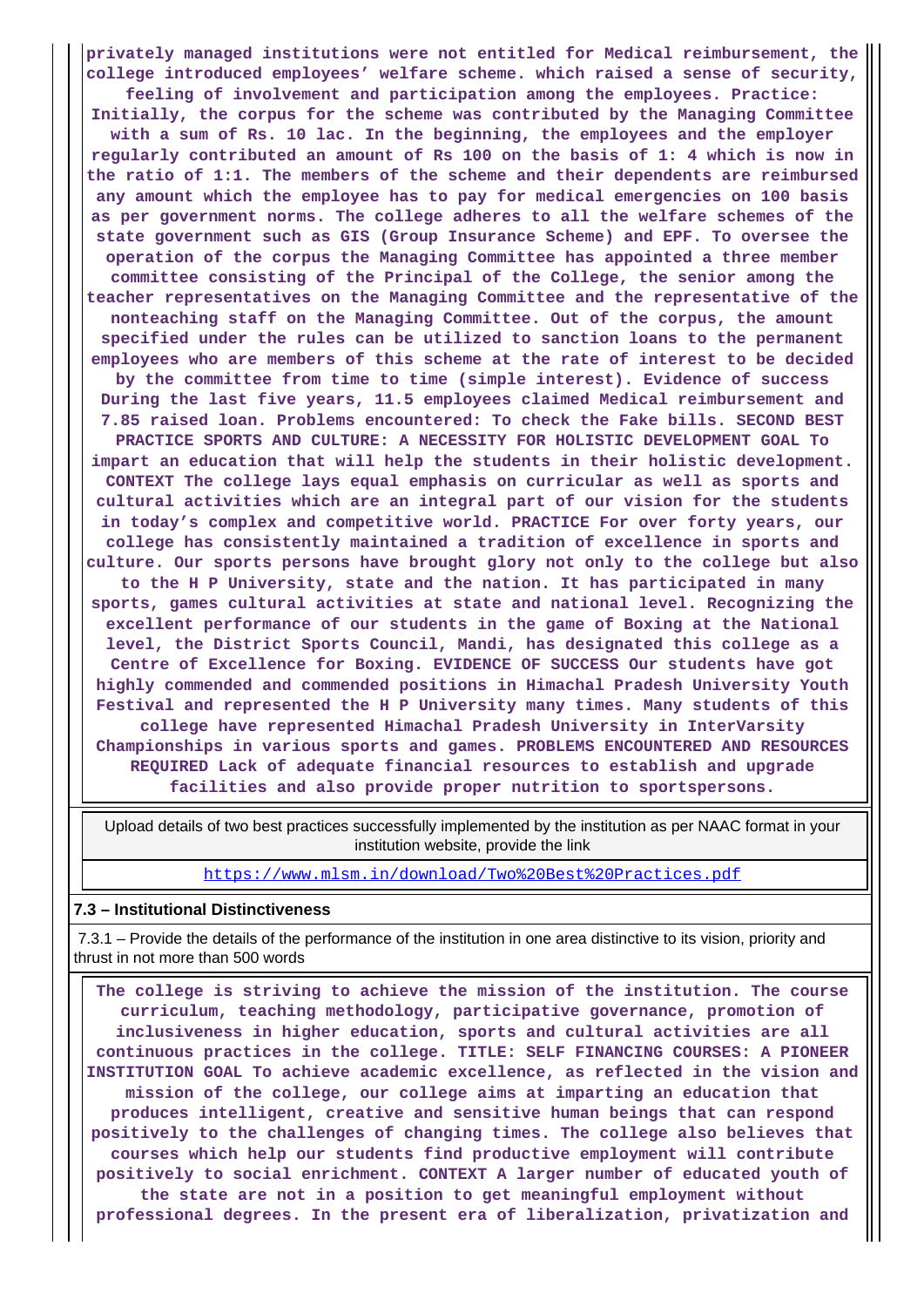**privately managed institutions were not entitled for Medical reimbursement, the college introduced employees' welfare scheme. which raised a sense of security, feeling of involvement and participation among the employees. Practice: Initially, the corpus for the scheme was contributed by the Managing Committee with a sum of Rs. 10 lac. In the beginning, the employees and the employer regularly contributed an amount of Rs 100 on the basis of 1: 4 which is now in the ratio of 1:1. The members of the scheme and their dependents are reimbursed any amount which the employee has to pay for medical emergencies on 100 basis as per government norms. The college adheres to all the welfare schemes of the state government such as GIS (Group Insurance Scheme) and EPF. To oversee the operation of the corpus the Managing Committee has appointed a three member committee consisting of the Principal of the College, the senior among the teacher representatives on the Managing Committee and the representative of the nonteaching staff on the Managing Committee. Out of the corpus, the amount specified under the rules can be utilized to sanction loans to the permanent employees who are members of this scheme at the rate of interest to be decided by the committee from time to time (simple interest). Evidence of success During the last five years, 11.5 employees claimed Medical reimbursement and 7.85 raised loan. Problems encountered: To check the Fake bills. SECOND BEST PRACTICE SPORTS AND CULTURE: A NECESSITY FOR HOLISTIC DEVELOPMENT GOAL To impart an education that will help the students in their holistic development. CONTEXT The college lays equal emphasis on curricular as well as sports and cultural activities which are an integral part of our vision for the students in today's complex and competitive world. PRACTICE For over forty years, our college has consistently maintained a tradition of excellence in sports and culture. Our sports persons have brought glory not only to the college but also to the H P University, state and the nation. It has participated in many sports, games cultural activities at state and national level. Recognizing the excellent performance of our students in the game of Boxing at the National level, the District Sports Council, Mandi, has designated this college as a Centre of Excellence for Boxing. EVIDENCE OF SUCCESS Our students have got highly commended and commended positions in Himachal Pradesh University Youth Festival and represented the H P University many times. Many students of this college have represented Himachal Pradesh University in InterVarsity Championships in various sports and games. PROBLEMS ENCOUNTERED AND RESOURCES REQUIRED Lack of adequate financial resources to establish and upgrade facilities and also provide proper nutrition to sportspersons.**

| Upload details of two best practices successfully implemented by the institution as per NAAC format in your institution website, provide the link |
|---|
| https://www.mlsm.in/download/Two%20Best%20Practices.pdf |

**7.3 – Institutional Distinctiveness**

7.3.1 – Provide the details of the performance of the institution in one area distinctive to its vision, priority and thrust in not more than 500 words

**The college is striving to achieve the mission of the institution. The course curriculum, teaching methodology, participative governance, promotion of inclusiveness in higher education, sports and cultural activities are all continuous practices in the college. TITLE: SELF FINANCING COURSES: A PIONEER INSTITUTION GOAL To achieve academic excellence, as reflected in the vision and mission of the college, our college aims at imparting an education that produces intelligent, creative and sensitive human beings that can respond positively to the challenges of changing times. The college also believes that courses which help our students find productive employment will contribute positively to social enrichment. CONTEXT A larger number of educated youth of the state are not in a position to get meaningful employment without professional degrees. In the present era of liberalization, privatization and**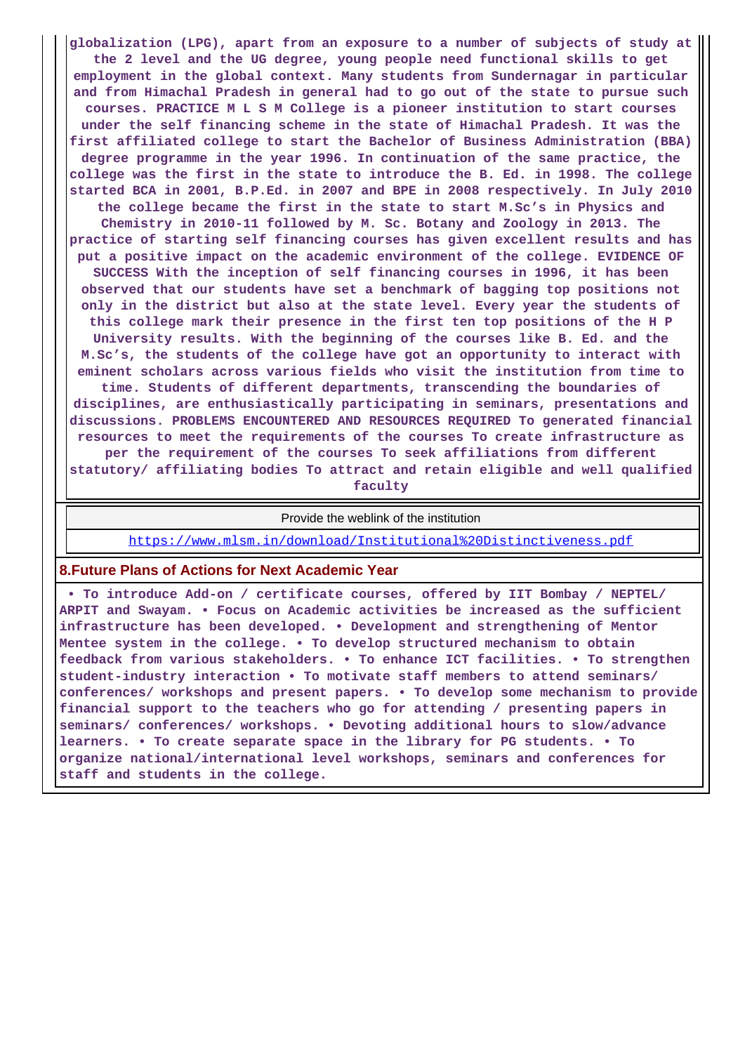globalization (LPG), apart from an exposure to a number of subjects of study at the 2 level and the UG degree, young people need functional skills to get employment in the global context. Many students from Sundernagar in particular and from Himachal Pradesh in general had to go out of the state to pursue such courses. PRACTICE M L S M College is a pioneer institution to start courses under the self financing scheme in the state of Himachal Pradesh. It was the first affiliated college to start the Bachelor of Business Administration (BBA) degree programme in the year 1996. In continuation of the same practice, the college was the first in the state to introduce the B. Ed. in 1998. The college started BCA in 2001, B.P.Ed. in 2007 and BPE in 2008 respectively. In July 2010 the college became the first in the state to start M.Sc's in Physics and Chemistry in 2010-11 followed by M. Sc. Botany and Zoology in 2013. The practice of starting self financing courses has given excellent results and has put a positive impact on the academic environment of the college. EVIDENCE OF SUCCESS With the inception of self financing courses in 1996, it has been observed that our students have set a benchmark of bagging top positions not only in the district but also at the state level. Every year the students of this college mark their presence in the first ten top positions of the H P University results. With the beginning of the courses like B. Ed. and the M.Sc's, the students of the college have got an opportunity to interact with eminent scholars across various fields who visit the institution from time to time. Students of different departments, transcending the boundaries of disciplines, are enthusiastically participating in seminars, presentations and discussions. PROBLEMS ENCOUNTERED AND RESOURCES REQUIRED To generated financial resources to meet the requirements of the courses To create infrastructure as per the requirement of the courses To seek affiliations from different statutory/ affiliating bodies To attract and retain eligible and well qualified faculty

| Provide the weblink of the institution |
|---|
| https://www.mlsm.in/download/Institutional%20Distinctiveness.pdf |

## 8.Future Plans of Actions for Next Academic Year

• To introduce Add-on / certificate courses, offered by IIT Bombay / NEPTEL/ ARPIT and Swayam. • Focus on Academic activities be increased as the sufficient infrastructure has been developed. • Development and strengthening of Mentor Mentee system in the college. • To develop structured mechanism to obtain feedback from various stakeholders. • To enhance ICT facilities. • To strengthen student-industry interaction • To motivate staff members to attend seminars/ conferences/ workshops and present papers. • To develop some mechanism to provide financial support to the teachers who go for attending / presenting papers in seminars/ conferences/ workshops. • Devoting additional hours to slow/advance learners. • To create separate space in the library for PG students. • To organize national/international level workshops, seminars and conferences for staff and students in the college.